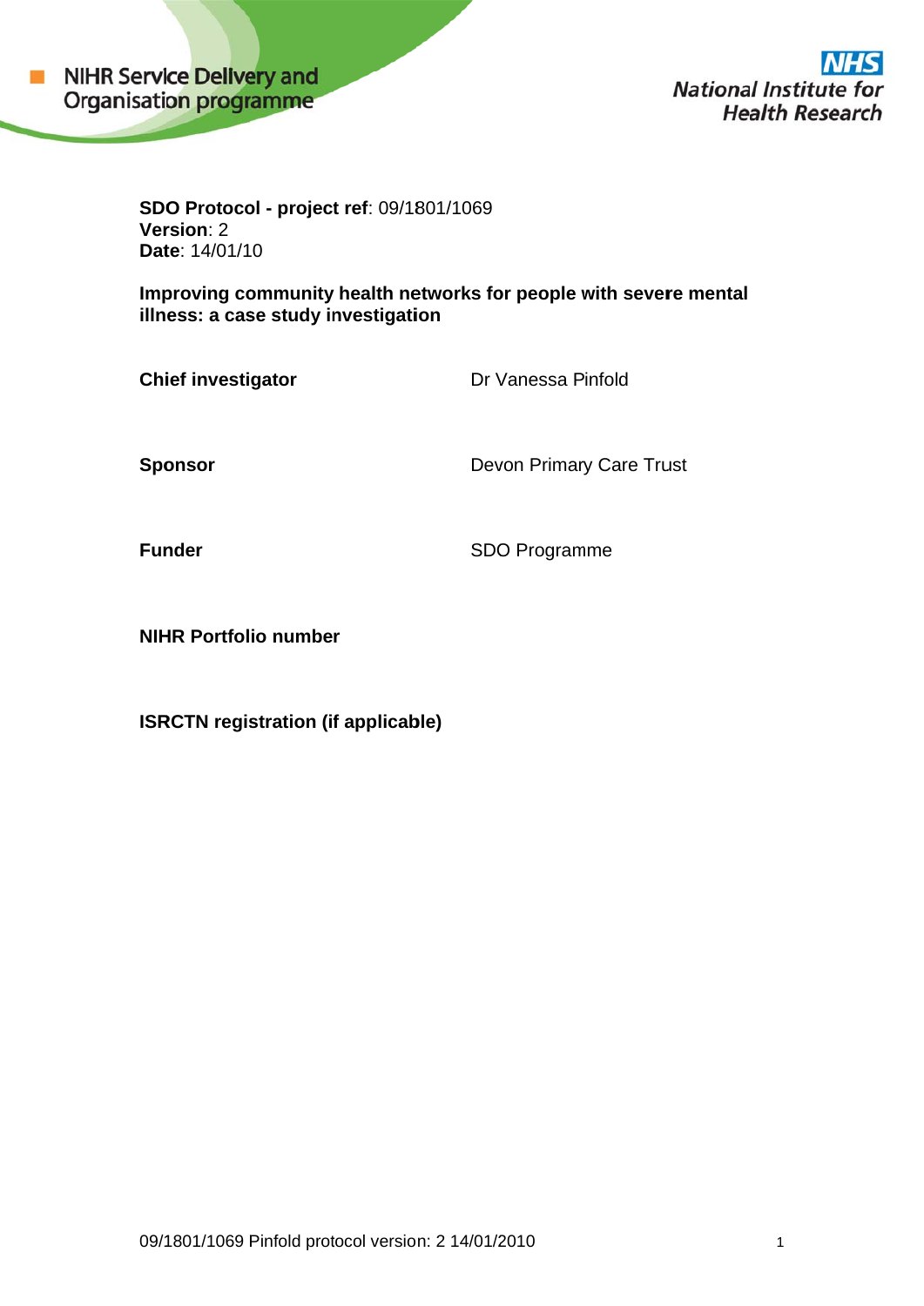NIHR Service Delivery and Organisation programme

National Institute for Health Research

**SDO Protocol - project ref**: 09/1801/1069
**Version**: 2
**Date**: 14/01/10

**Improving community health networks for people with severe mental illness: a case study investigation**

| | |
|---|---|
| **Chief investigator** | Dr Vanessa Pinfold |
| **Sponsor** | Devon Primary Care Trust |
| **Funder** | SDO Programme |
| **NIHR Portfolio number** | |
| **ISRCTN registration (if applicable)** | |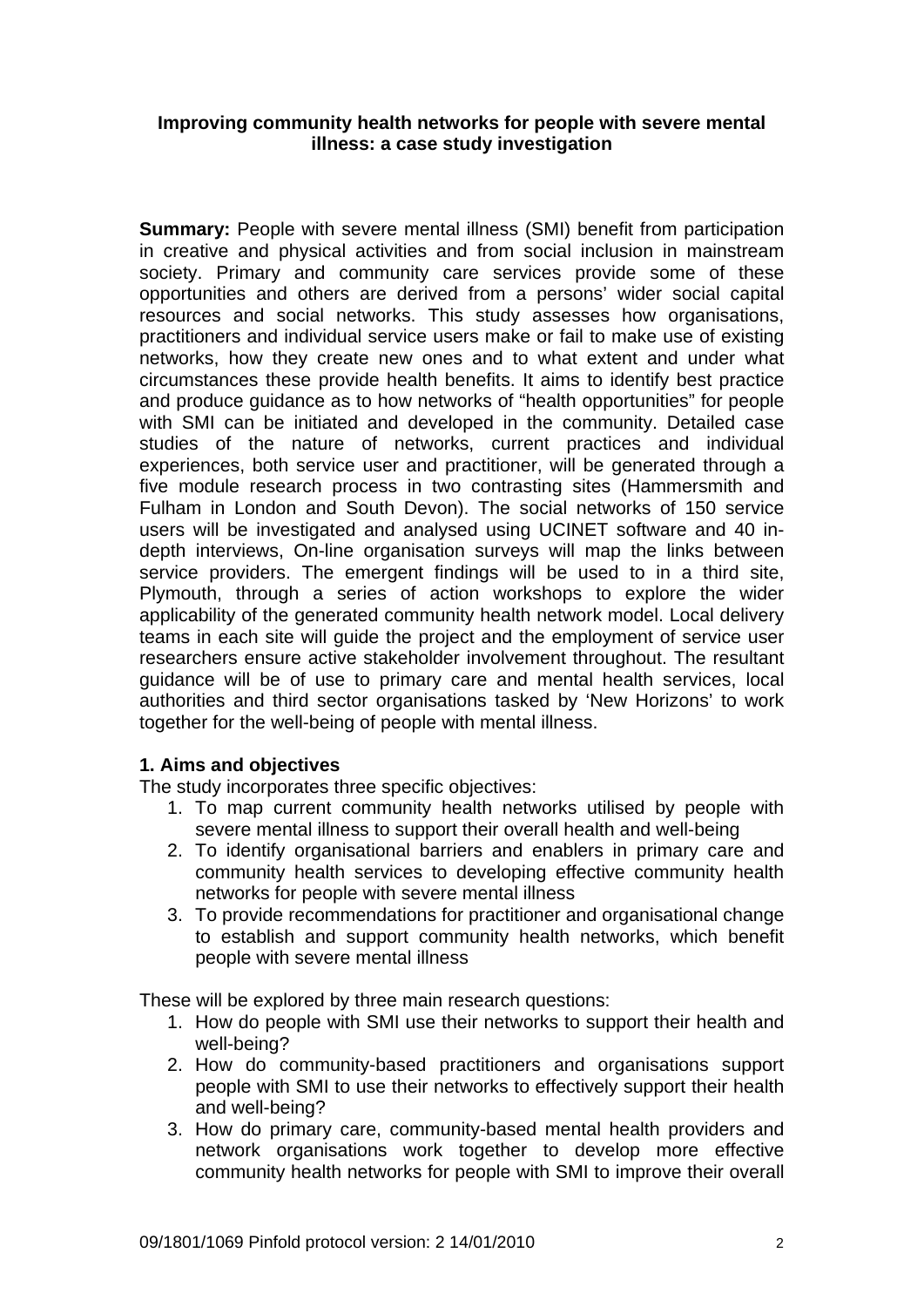**Improving community health networks for people with severe mental illness: a case study investigation**

**Summary:** People with severe mental illness (SMI) benefit from participation in creative and physical activities and from social inclusion in mainstream society. Primary and community care services provide some of these opportunities and others are derived from a persons' wider social capital resources and social networks. This study assesses how organisations, practitioners and individual service users make or fail to make use of existing networks, how they create new ones and to what extent and under what circumstances these provide health benefits. It aims to identify best practice and produce guidance as to how networks of "health opportunities" for people with SMI can be initiated and developed in the community. Detailed case studies of the nature of networks, current practices and individual experiences, both service user and practitioner, will be generated through a five module research process in two contrasting sites (Hammersmith and Fulham in London and South Devon). The social networks of 150 service users will be investigated and analysed using UCINET software and 40 in-depth interviews, On-line organisation surveys will map the links between service providers. The emergent findings will be used to in a third site, Plymouth, through a series of action workshops to explore the wider applicability of the generated community health network model. Local delivery teams in each site will guide the project and the employment of service user researchers ensure active stakeholder involvement throughout. The resultant guidance will be of use to primary care and mental health services, local authorities and third sector organisations tasked by 'New Horizons' to work together for the well-being of people with mental illness.

## 1. Aims and objectives

The study incorporates three specific objectives:

1. To map current community health networks utilised by people with severe mental illness to support their overall health and well-being
2. To identify organisational barriers and enablers in primary care and community health services to developing effective community health networks for people with severe mental illness
3. To provide recommendations for practitioner and organisational change to establish and support community health networks, which benefit people with severe mental illness

These will be explored by three main research questions:

1. How do people with SMI use their networks to support their health and well-being?
2. How do community-based practitioners and organisations support people with SMI to use their networks to effectively support their health and well-being?
3. How do primary care, community-based mental health providers and network organisations work together to develop more effective community health networks for people with SMI to improve their overall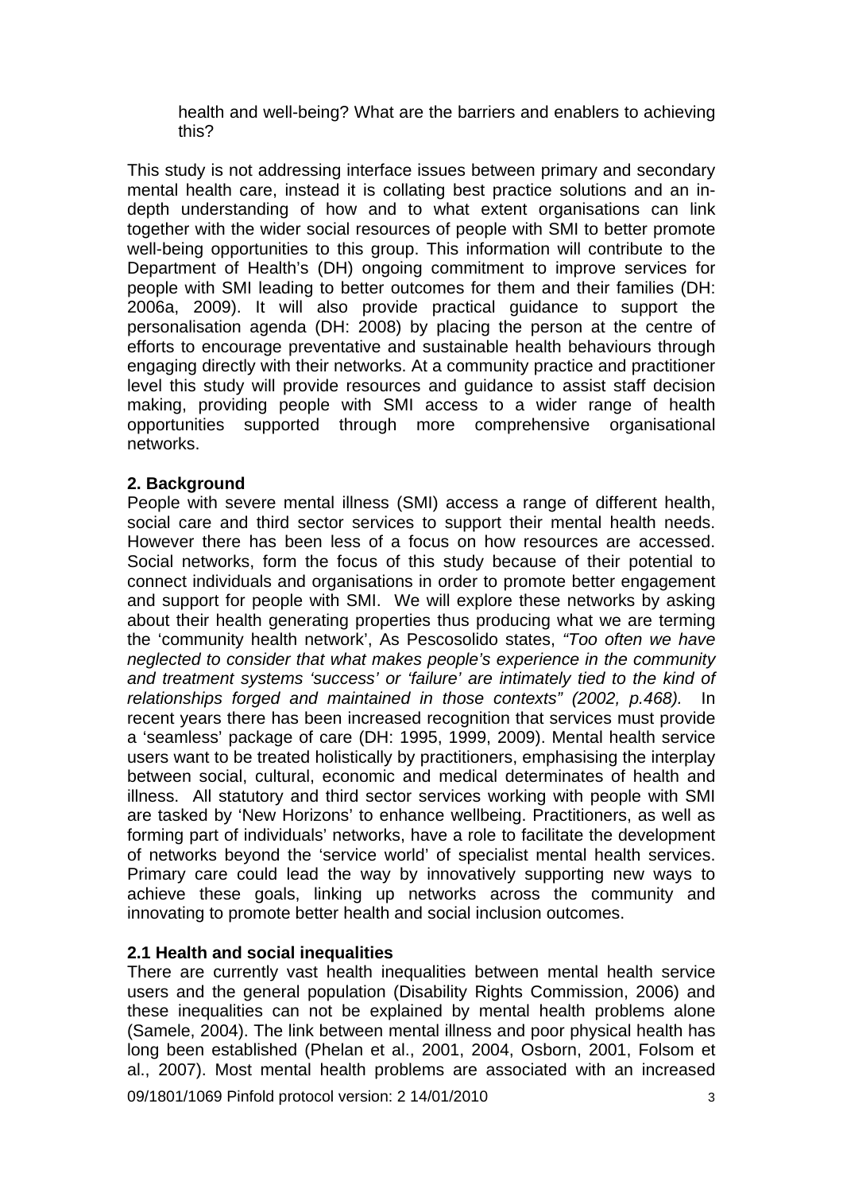health and well-being? What are the barriers and enablers to achieving this?

This study is not addressing interface issues between primary and secondary mental health care, instead it is collating best practice solutions and an in-depth understanding of how and to what extent organisations can link together with the wider social resources of people with SMI to better promote well-being opportunities to this group. This information will contribute to the Department of Health's (DH) ongoing commitment to improve services for people with SMI leading to better outcomes for them and their families (DH: 2006a, 2009). It will also provide practical guidance to support the personalisation agenda (DH: 2008) by placing the person at the centre of efforts to encourage preventative and sustainable health behaviours through engaging directly with their networks. At a community practice and practitioner level this study will provide resources and guidance to assist staff decision making, providing people with SMI access to a wider range of health opportunities supported through more comprehensive organisational networks.

## 2. Background

People with severe mental illness (SMI) access a range of different health, social care and third sector services to support their mental health needs. However there has been less of a focus on how resources are accessed. Social networks, form the focus of this study because of their potential to connect individuals and organisations in order to promote better engagement and support for people with SMI. We will explore these networks by asking about their health generating properties thus producing what we are terming the 'community health network', As Pescosolido states, *"Too often we have neglected to consider that what makes people's experience in the community and treatment systems 'success' or 'failure' are intimately tied to the kind of relationships forged and maintained in those contexts" (2002, p.468).* In recent years there has been increased recognition that services must provide a 'seamless' package of care (DH: 1995, 1999, 2009). Mental health service users want to be treated holistically by practitioners, emphasising the interplay between social, cultural, economic and medical determinates of health and illness. All statutory and third sector services working with people with SMI are tasked by 'New Horizons' to enhance wellbeing. Practitioners, as well as forming part of individuals' networks, have a role to facilitate the development of networks beyond the 'service world' of specialist mental health services. Primary care could lead the way by innovatively supporting new ways to achieve these goals, linking up networks across the community and innovating to promote better health and social inclusion outcomes.

### 2.1 Health and social inequalities

There are currently vast health inequalities between mental health service users and the general population (Disability Rights Commission, 2006) and these inequalities can not be explained by mental health problems alone (Samele, 2004). The link between mental illness and poor physical health has long been established (Phelan et al., 2001, 2004, Osborn, 2001, Folsom et al., 2007). Most mental health problems are associated with an increased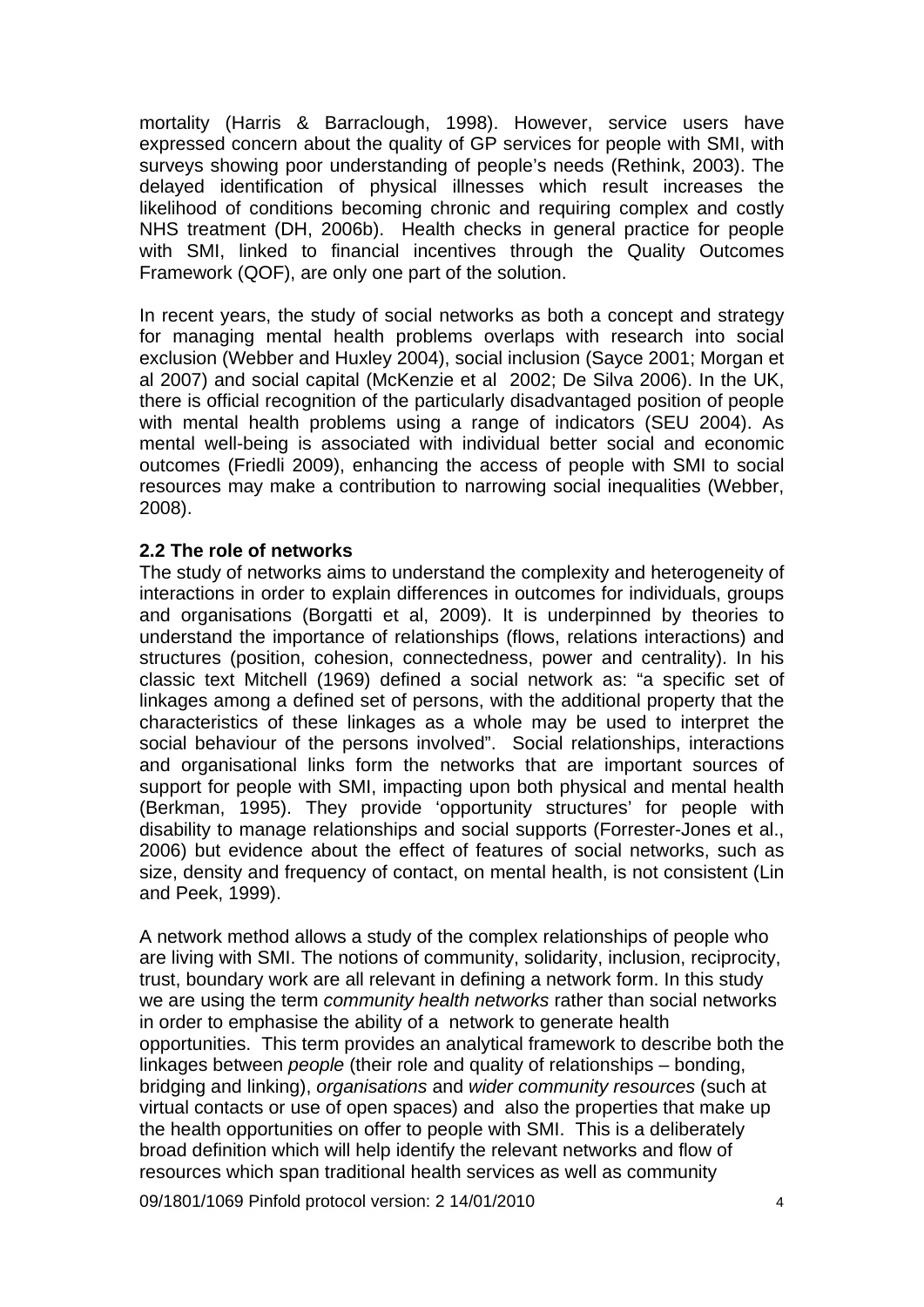mortality (Harris & Barraclough, 1998). However, service users have expressed concern about the quality of GP services for people with SMI, with surveys showing poor understanding of people's needs (Rethink, 2003). The delayed identification of physical illnesses which result increases the likelihood of conditions becoming chronic and requiring complex and costly NHS treatment (DH, 2006b). Health checks in general practice for people with SMI, linked to financial incentives through the Quality Outcomes Framework (QOF), are only one part of the solution.

In recent years, the study of social networks as both a concept and strategy for managing mental health problems overlaps with research into social exclusion (Webber and Huxley 2004), social inclusion (Sayce 2001; Morgan et al 2007) and social capital (McKenzie et al 2002; De Silva 2006). In the UK, there is official recognition of the particularly disadvantaged position of people with mental health problems using a range of indicators (SEU 2004). As mental well-being is associated with individual better social and economic outcomes (Friedli 2009), enhancing the access of people with SMI to social resources may make a contribution to narrowing social inequalities (Webber, 2008).

### 2.2 The role of networks

The study of networks aims to understand the complexity and heterogeneity of interactions in order to explain differences in outcomes for individuals, groups and organisations (Borgatti et al, 2009). It is underpinned by theories to understand the importance of relationships (flows, relations interactions) and structures (position, cohesion, connectedness, power and centrality). In his classic text Mitchell (1969) defined a social network as: "a specific set of linkages among a defined set of persons, with the additional property that the characteristics of these linkages as a whole may be used to interpret the social behaviour of the persons involved". Social relationships, interactions and organisational links form the networks that are important sources of support for people with SMI, impacting upon both physical and mental health (Berkman, 1995). They provide 'opportunity structures' for people with disability to manage relationships and social supports (Forrester-Jones et al., 2006) but evidence about the effect of features of social networks, such as size, density and frequency of contact, on mental health, is not consistent (Lin and Peek, 1999).

A network method allows a study of the complex relationships of people who are living with SMI. The notions of community, solidarity, inclusion, reciprocity, trust, boundary work are all relevant in defining a network form. In this study we are using the term *community health networks* rather than social networks in order to emphasise the ability of a network to generate health opportunities. This term provides an analytical framework to describe both the linkages between *people* (their role and quality of relationships – bonding, bridging and linking), *organisations* and *wider community resources* (such at virtual contacts or use of open spaces) and also the properties that make up the health opportunities on offer to people with SMI. This is a deliberately broad definition which will help identify the relevant networks and flow of resources which span traditional health services as well as community

09/1801/1069 Pinfold protocol version: 2 14/01/2010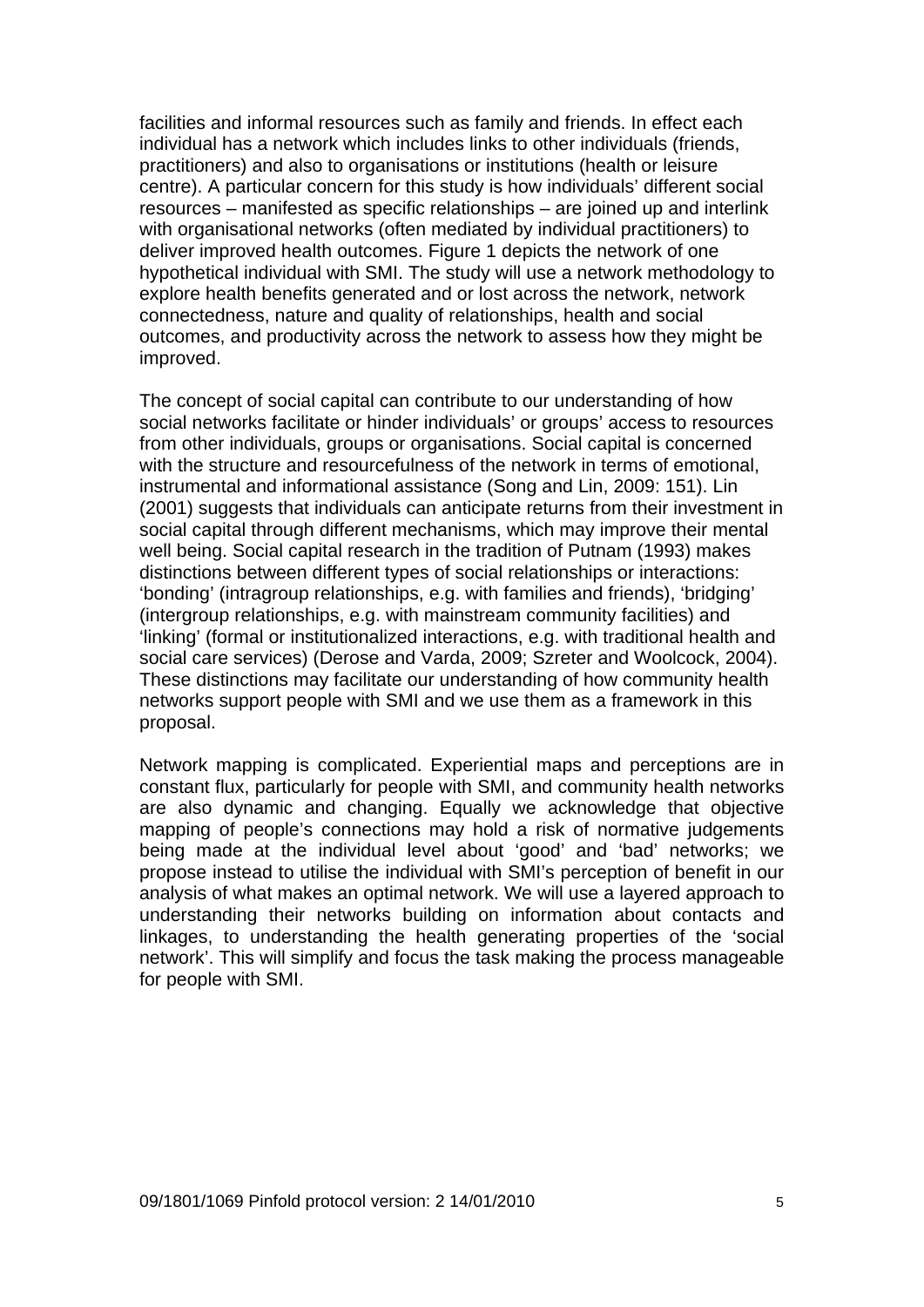facilities and informal resources such as family and friends. In effect each individual has a network which includes links to other individuals (friends, practitioners) and also to organisations or institutions (health or leisure centre). A particular concern for this study is how individuals' different social resources – manifested as specific relationships – are joined up and interlink with organisational networks (often mediated by individual practitioners) to deliver improved health outcomes. Figure 1 depicts the network of one hypothetical individual with SMI. The study will use a network methodology to explore health benefits generated and or lost across the network, network connectedness, nature and quality of relationships, health and social outcomes, and productivity across the network to assess how they might be improved.

The concept of social capital can contribute to our understanding of how social networks facilitate or hinder individuals' or groups' access to resources from other individuals, groups or organisations. Social capital is concerned with the structure and resourcefulness of the network in terms of emotional, instrumental and informational assistance (Song and Lin, 2009: 151). Lin (2001) suggests that individuals can anticipate returns from their investment in social capital through different mechanisms, which may improve their mental well being. Social capital research in the tradition of Putnam (1993) makes distinctions between different types of social relationships or interactions: 'bonding' (intragroup relationships, e.g. with families and friends), 'bridging' (intergroup relationships, e.g. with mainstream community facilities) and 'linking' (formal or institutionalized interactions, e.g. with traditional health and social care services) (Derose and Varda, 2009; Szreter and Woolcock, 2004). These distinctions may facilitate our understanding of how community health networks support people with SMI and we use them as a framework in this proposal.

Network mapping is complicated. Experiential maps and perceptions are in constant flux, particularly for people with SMI, and community health networks are also dynamic and changing. Equally we acknowledge that objective mapping of people's connections may hold a risk of normative judgements being made at the individual level about 'good' and 'bad' networks; we propose instead to utilise the individual with SMI's perception of benefit in our analysis of what makes an optimal network. We will use a layered approach to understanding their networks building on information about contacts and linkages, to understanding the health generating properties of the 'social network'. This will simplify and focus the task making the process manageable for people with SMI.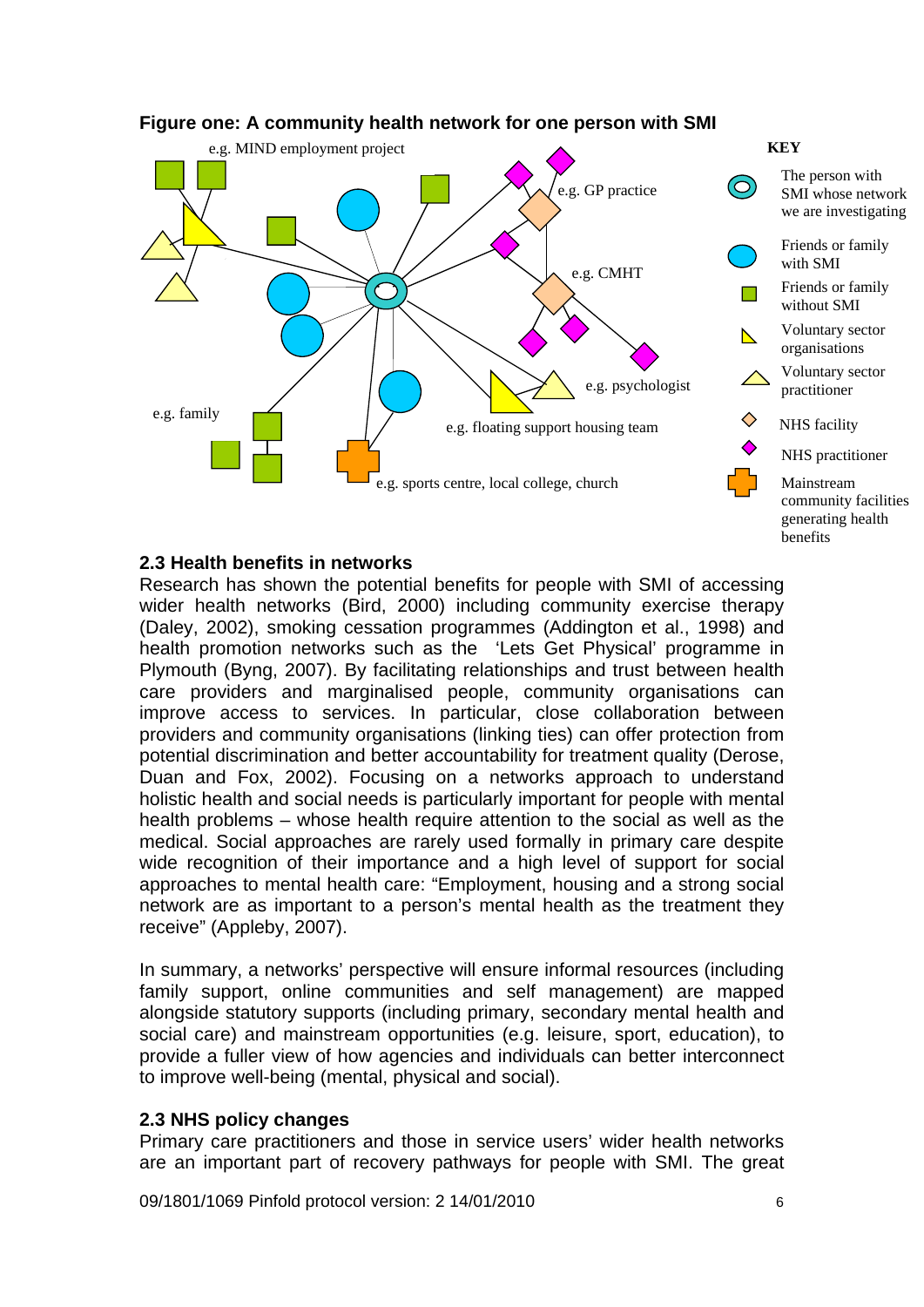**Figure one: A community health network for one person with SMI**

e.g. MIND employment project

e.g. GP practice

e.g. CMHT

e.g. psychologist

e.g. family

e.g. floating support housing team

e.g. sports centre, local college, church

**KEY**

- The person with SMI whose network we are investigating
- Friends or family with SMI
- Friends or family without SMI
- Voluntary sector organisations
- Voluntary sector practitioner
- NHS facility
- NHS practitioner
- Mainstream community facilities generating health benefits

## 2.3 Health benefits in networks

Research has shown the potential benefits for people with SMI of accessing wider health networks (Bird, 2000) including community exercise therapy (Daley, 2002), smoking cessation programmes (Addington et al., 1998) and health promotion networks such as the 'Lets Get Physical' programme in Plymouth (Byng, 2007). By facilitating relationships and trust between health care providers and marginalised people, community organisations can improve access to services. In particular, close collaboration between providers and community organisations (linking ties) can offer protection from potential discrimination and better accountability for treatment quality (Derose, Duan and Fox, 2002). Focusing on a networks approach to understand holistic health and social needs is particularly important for people with mental health problems – whose health require attention to the social as well as the medical. Social approaches are rarely used formally in primary care despite wide recognition of their importance and a high level of support for social approaches to mental health care: "Employment, housing and a strong social network are as important to a person's mental health as the treatment they receive" (Appleby, 2007).

In summary, a networks' perspective will ensure informal resources (including family support, online communities and self management) are mapped alongside statutory supports (including primary, secondary mental health and social care) and mainstream opportunities (e.g. leisure, sport, education), to provide a fuller view of how agencies and individuals can better interconnect to improve well-being (mental, physical and social).

## 2.3 NHS policy changes

Primary care practitioners and those in service users' wider health networks are an important part of recovery pathways for people with SMI. The great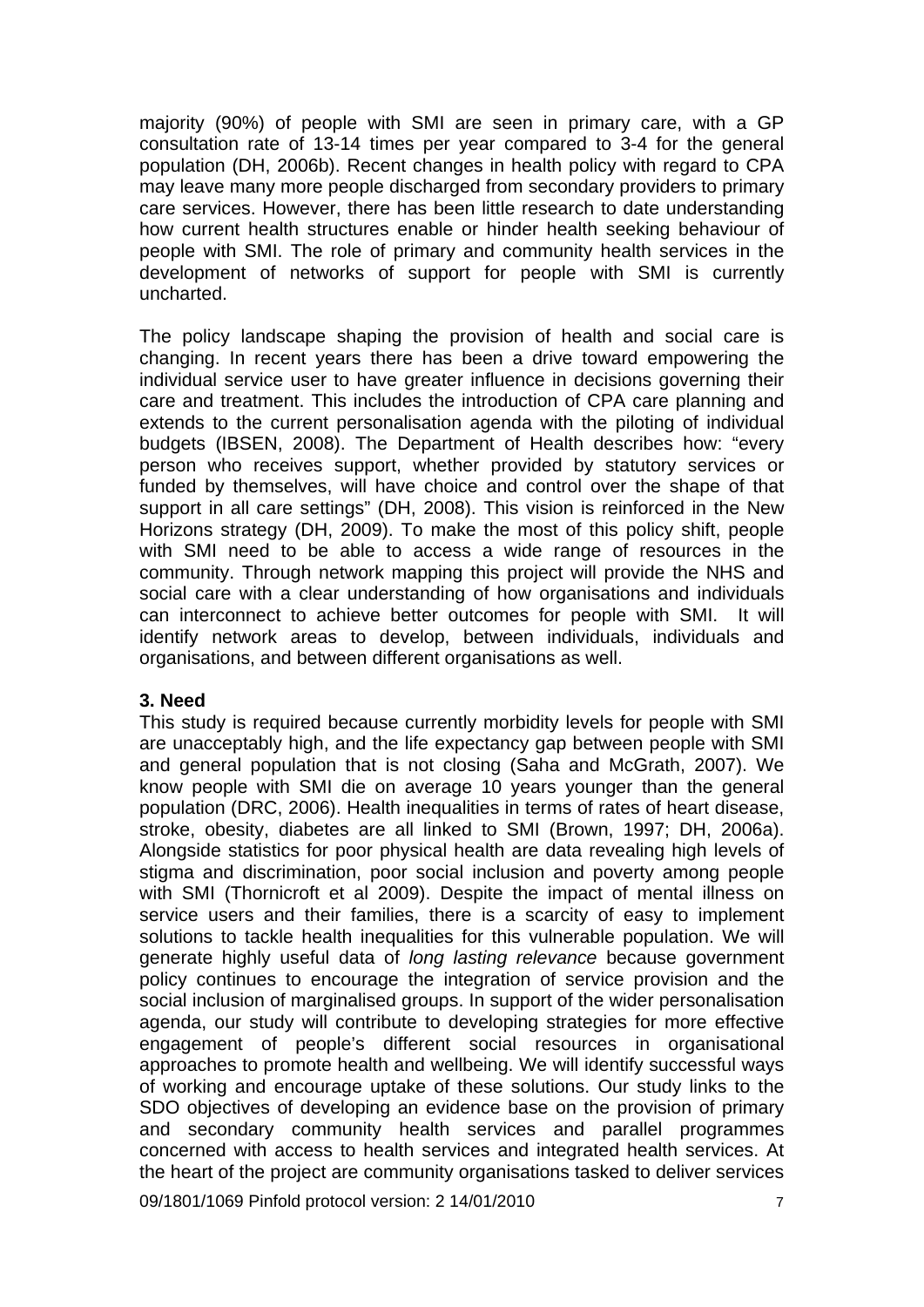majority (90%) of people with SMI are seen in primary care, with a GP consultation rate of 13-14 times per year compared to 3-4 for the general population (DH, 2006b). Recent changes in health policy with regard to CPA may leave many more people discharged from secondary providers to primary care services. However, there has been little research to date understanding how current health structures enable or hinder health seeking behaviour of people with SMI. The role of primary and community health services in the development of networks of support for people with SMI is currently uncharted.

The policy landscape shaping the provision of health and social care is changing. In recent years there has been a drive toward empowering the individual service user to have greater influence in decisions governing their care and treatment. This includes the introduction of CPA care planning and extends to the current personalisation agenda with the piloting of individual budgets (IBSEN, 2008). The Department of Health describes how: "every person who receives support, whether provided by statutory services or funded by themselves, will have choice and control over the shape of that support in all care settings" (DH, 2008). This vision is reinforced in the New Horizons strategy (DH, 2009). To make the most of this policy shift, people with SMI need to be able to access a wide range of resources in the community. Through network mapping this project will provide the NHS and social care with a clear understanding of how organisations and individuals can interconnect to achieve better outcomes for people with SMI. It will identify network areas to develop, between individuals, individuals and organisations, and between different organisations as well.

**3. Need**

This study is required because currently morbidity levels for people with SMI are unacceptably high, and the life expectancy gap between people with SMI and general population that is not closing (Saha and McGrath, 2007). We know people with SMI die on average 10 years younger than the general population (DRC, 2006). Health inequalities in terms of rates of heart disease, stroke, obesity, diabetes are all linked to SMI (Brown, 1997; DH, 2006a). Alongside statistics for poor physical health are data revealing high levels of stigma and discrimination, poor social inclusion and poverty among people with SMI (Thornicroft et al 2009). Despite the impact of mental illness on service users and their families, there is a scarcity of easy to implement solutions to tackle health inequalities for this vulnerable population. We will generate highly useful data of *long lasting relevance* because government policy continues to encourage the integration of service provision and the social inclusion of marginalised groups. In support of the wider personalisation agenda, our study will contribute to developing strategies for more effective engagement of people's different social resources in organisational approaches to promote health and wellbeing. We will identify successful ways of working and encourage uptake of these solutions. Our study links to the SDO objectives of developing an evidence base on the provision of primary and secondary community health services and parallel programmes concerned with access to health services and integrated health services. At the heart of the project are community organisations tasked to deliver services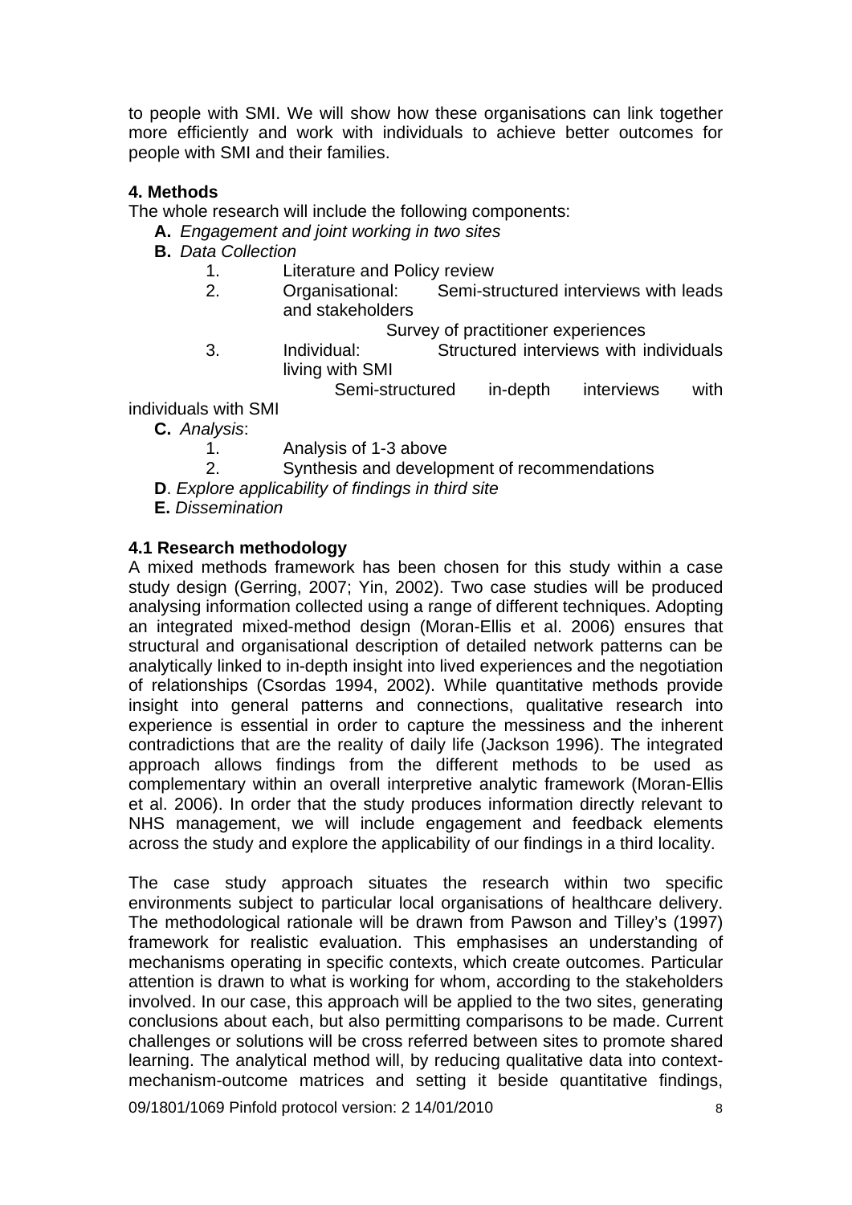to people with SMI. We will show how these organisations can link together more efficiently and work with individuals to achieve better outcomes for people with SMI and their families.

### 4. Methods

The whole research will include the following components:

- **A.** *Engagement and joint working in two sites*
- **B.** *Data Collection*
  1. Literature and Policy review
  2. Organisational: Semi-structured interviews with leads and stakeholders
     Survey of practitioner experiences
  3. Individual: Structured interviews with individuals living with SMI
     Semi-structured in-depth interviews with individuals with SMI
- **C.** *Analysis*:
  1. Analysis of 1-3 above
  2. Synthesis and development of recommendations
- **D**. *Explore applicability of findings in third site*
- **E.** *Dissemination*

### 4.1 Research methodology

A mixed methods framework has been chosen for this study within a case study design (Gerring, 2007; Yin, 2002). Two case studies will be produced analysing information collected using a range of different techniques. Adopting an integrated mixed-method design (Moran-Ellis et al. 2006) ensures that structural and organisational description of detailed network patterns can be analytically linked to in-depth insight into lived experiences and the negotiation of relationships (Csordas 1994, 2002). While quantitative methods provide insight into general patterns and connections, qualitative research into experience is essential in order to capture the messiness and the inherent contradictions that are the reality of daily life (Jackson 1996). The integrated approach allows findings from the different methods to be used as complementary within an overall interpretive analytic framework (Moran-Ellis et al. 2006). In order that the study produces information directly relevant to NHS management, we will include engagement and feedback elements across the study and explore the applicability of our findings in a third locality.

The case study approach situates the research within two specific environments subject to particular local organisations of healthcare delivery. The methodological rationale will be drawn from Pawson and Tilley's (1997) framework for realistic evaluation. This emphasises an understanding of mechanisms operating in specific contexts, which create outcomes. Particular attention is drawn to what is working for whom, according to the stakeholders involved. In our case, this approach will be applied to the two sites, generating conclusions about each, but also permitting comparisons to be made. Current challenges or solutions will be cross referred between sites to promote shared learning. The analytical method will, by reducing qualitative data into context-mechanism-outcome matrices and setting it beside quantitative findings,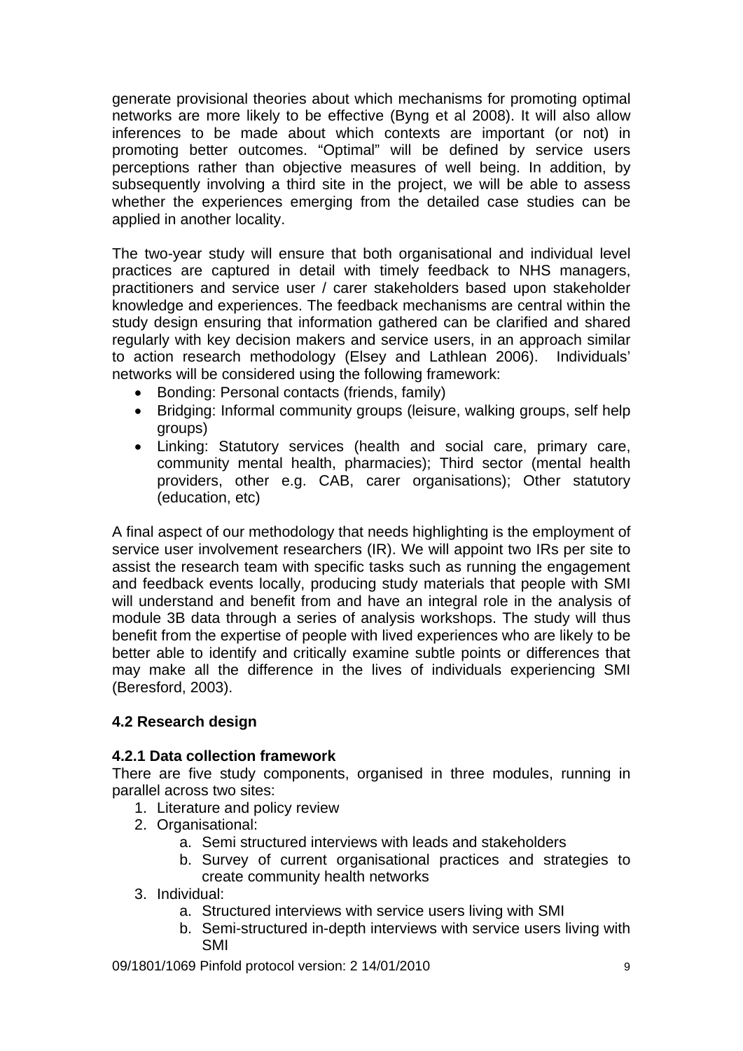generate provisional theories about which mechanisms for promoting optimal networks are more likely to be effective (Byng et al 2008). It will also allow inferences to be made about which contexts are important (or not) in promoting better outcomes. “Optimal” will be defined by service users perceptions rather than objective measures of well being. In addition, by subsequently involving a third site in the project, we will be able to assess whether the experiences emerging from the detailed case studies can be applied in another locality.

The two-year study will ensure that both organisational and individual level practices are captured in detail with timely feedback to NHS managers, practitioners and service user / carer stakeholders based upon stakeholder knowledge and experiences. The feedback mechanisms are central within the study design ensuring that information gathered can be clarified and shared regularly with key decision makers and service users, in an approach similar to action research methodology (Elsey and Lathlean 2006). Individuals' networks will be considered using the following framework:

- Bonding: Personal contacts (friends, family)
- Bridging: Informal community groups (leisure, walking groups, self help groups)
- Linking: Statutory services (health and social care, primary care, community mental health, pharmacies); Third sector (mental health providers, other e.g. CAB, carer organisations); Other statutory (education, etc)

A final aspect of our methodology that needs highlighting is the employment of service user involvement researchers (IR). We will appoint two IRs per site to assist the research team with specific tasks such as running the engagement and feedback events locally, producing study materials that people with SMI will understand and benefit from and have an integral role in the analysis of module 3B data through a series of analysis workshops. The study will thus benefit from the expertise of people with lived experiences who are likely to be better able to identify and critically examine subtle points or differences that may make all the difference in the lives of individuals experiencing SMI (Beresford, 2003).

### 4.2 Research design

#### 4.2.1 Data collection framework

There are five study components, organised in three modules, running in parallel across two sites:

1. Literature and policy review
2. Organisational:
   a. Semi structured interviews with leads and stakeholders
   b. Survey of current organisational practices and strategies to create community health networks
3. Individual:
   a. Structured interviews with service users living with SMI
   b. Semi-structured in-depth interviews with service users living with SMI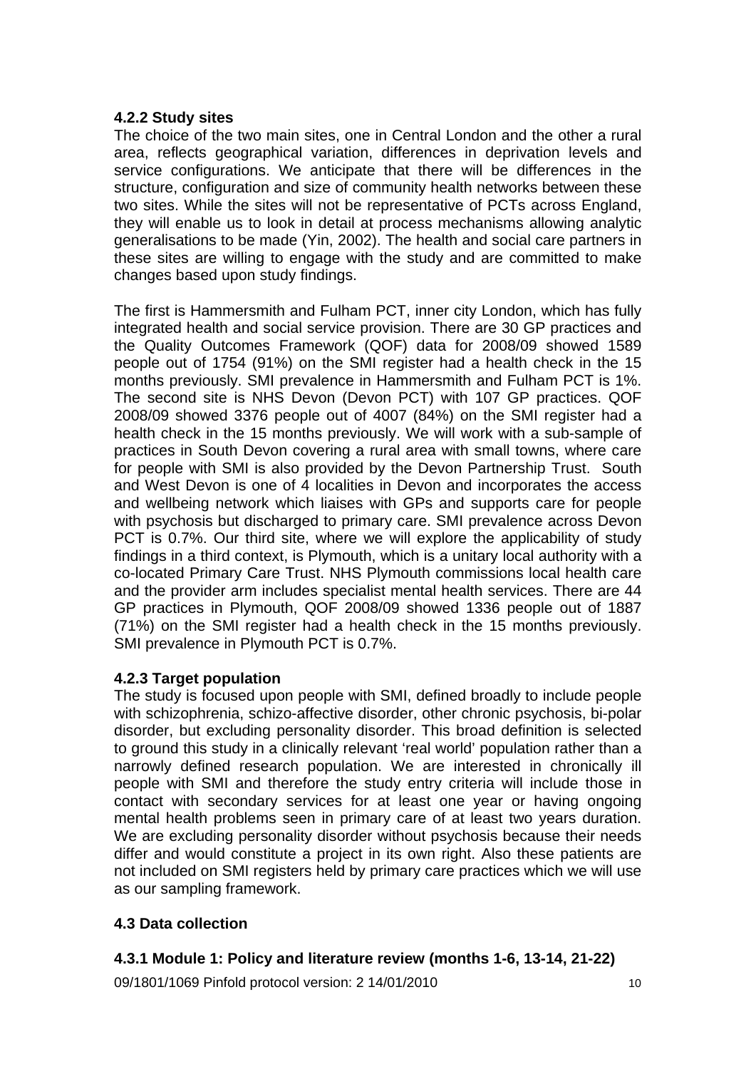### 4.2.2 Study sites

The choice of the two main sites, one in Central London and the other a rural area, reflects geographical variation, differences in deprivation levels and service configurations. We anticipate that there will be differences in the structure, configuration and size of community health networks between these two sites. While the sites will not be representative of PCTs across England, they will enable us to look in detail at process mechanisms allowing analytic generalisations to be made (Yin, 2002). The health and social care partners in these sites are willing to engage with the study and are committed to make changes based upon study findings.

The first is Hammersmith and Fulham PCT, inner city London, which has fully integrated health and social service provision. There are 30 GP practices and the Quality Outcomes Framework (QOF) data for 2008/09 showed 1589 people out of 1754 (91%) on the SMI register had a health check in the 15 months previously. SMI prevalence in Hammersmith and Fulham PCT is 1%. The second site is NHS Devon (Devon PCT) with 107 GP practices. QOF 2008/09 showed 3376 people out of 4007 (84%) on the SMI register had a health check in the 15 months previously. We will work with a sub-sample of practices in South Devon covering a rural area with small towns, where care for people with SMI is also provided by the Devon Partnership Trust. South and West Devon is one of 4 localities in Devon and incorporates the access and wellbeing network which liaises with GPs and supports care for people with psychosis but discharged to primary care. SMI prevalence across Devon PCT is 0.7%. Our third site, where we will explore the applicability of study findings in a third context, is Plymouth, which is a unitary local authority with a co-located Primary Care Trust. NHS Plymouth commissions local health care and the provider arm includes specialist mental health services. There are 44 GP practices in Plymouth, QOF 2008/09 showed 1336 people out of 1887 (71%) on the SMI register had a health check in the 15 months previously. SMI prevalence in Plymouth PCT is 0.7%.

### 4.2.3 Target population

The study is focused upon people with SMI, defined broadly to include people with schizophrenia, schizo-affective disorder, other chronic psychosis, bi-polar disorder, but excluding personality disorder. This broad definition is selected to ground this study in a clinically relevant 'real world' population rather than a narrowly defined research population. We are interested in chronically ill people with SMI and therefore the study entry criteria will include those in contact with secondary services for at least one year or having ongoing mental health problems seen in primary care of at least two years duration. We are excluding personality disorder without psychosis because their needs differ and would constitute a project in its own right. Also these patients are not included on SMI registers held by primary care practices which we will use as our sampling framework.

## 4.3 Data collection

### 4.3.1 Module 1: Policy and literature review (months 1-6, 13-14, 21-22)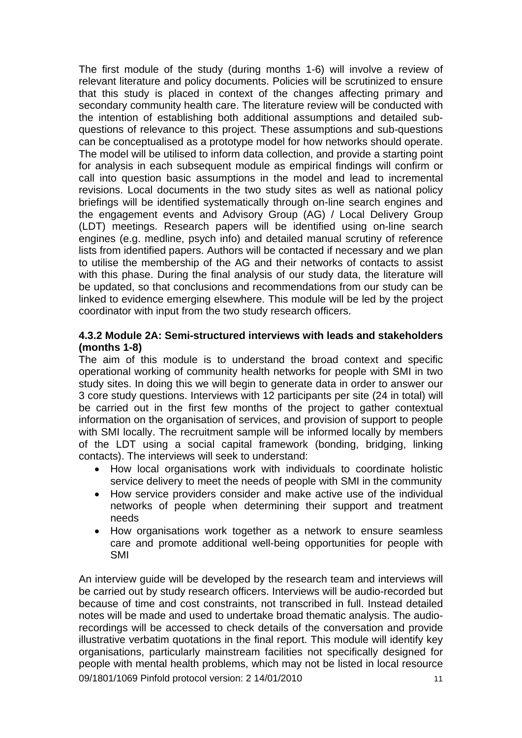The first module of the study (during months 1-6) will involve a review of relevant literature and policy documents. Policies will be scrutinized to ensure that this study is placed in context of the changes affecting primary and secondary community health care. The literature review will be conducted with the intention of establishing both additional assumptions and detailed sub-questions of relevance to this project. These assumptions and sub-questions can be conceptualised as a prototype model for how networks should operate. The model will be utilised to inform data collection, and provide a starting point for analysis in each subsequent module as empirical findings will confirm or call into question basic assumptions in the model and lead to incremental revisions. Local documents in the two study sites as well as national policy briefings will be identified systematically through on-line search engines and the engagement events and Advisory Group (AG) / Local Delivery Group (LDT) meetings. Research papers will be identified using on-line search engines (e.g. medline, psych info) and detailed manual scrutiny of reference lists from identified papers. Authors will be contacted if necessary and we plan to utilise the membership of the AG and their networks of contacts to assist with this phase. During the final analysis of our study data, the literature will be updated, so that conclusions and recommendations from our study can be linked to evidence emerging elsewhere. This module will be led by the project coordinator with input from the two study research officers.

#### 4.3.2 Module 2A: Semi-structured interviews with leads and stakeholders (months 1-8)

The aim of this module is to understand the broad context and specific operational working of community health networks for people with SMI in two study sites. In doing this we will begin to generate data in order to answer our 3 core study questions. Interviews with 12 participants per site (24 in total) will be carried out in the first few months of the project to gather contextual information on the organisation of services, and provision of support to people with SMI locally. The recruitment sample will be informed locally by members of the LDT using a social capital framework (bonding, bridging, linking contacts). The interviews will seek to understand:

- How local organisations work with individuals to coordinate holistic service delivery to meet the needs of people with SMI in the community
- How service providers consider and make active use of the individual networks of people when determining their support and treatment needs
- How organisations work together as a network to ensure seamless care and promote additional well-being opportunities for people with SMI

An interview guide will be developed by the research team and interviews will be carried out by study research officers. Interviews will be audio-recorded but because of time and cost constraints, not transcribed in full. Instead detailed notes will be made and used to undertake broad thematic analysis. The audio-recordings will be accessed to check details of the conversation and provide illustrative verbatim quotations in the final report. This module will identify key organisations, particularly mainstream facilities not specifically designed for people with mental health problems, which may not be listed in local resource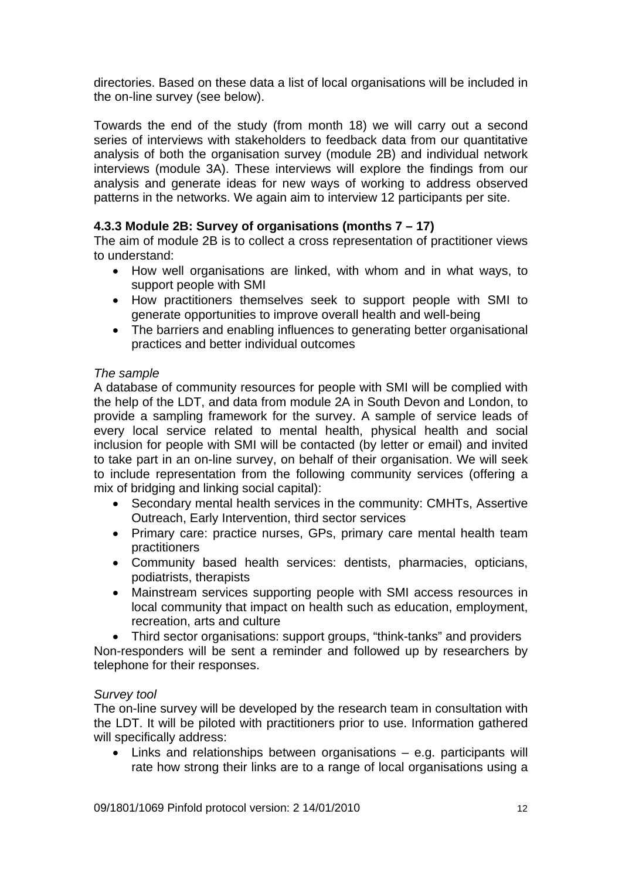directories. Based on these data a list of local organisations will be included in the on-line survey (see below).

Towards the end of the study (from month 18) we will carry out a second series of interviews with stakeholders to feedback data from our quantitative analysis of both the organisation survey (module 2B) and individual network interviews (module 3A). These interviews will explore the findings from our analysis and generate ideas for new ways of working to address observed patterns in the networks. We again aim to interview 12 participants per site.

### 4.3.3 Module 2B: Survey of organisations (months 7 – 17)

The aim of module 2B is to collect a cross representation of practitioner views to understand:

- How well organisations are linked, with whom and in what ways, to support people with SMI
- How practitioners themselves seek to support people with SMI to generate opportunities to improve overall health and well-being
- The barriers and enabling influences to generating better organisational practices and better individual outcomes

*The sample*

A database of community resources for people with SMI will be complied with the help of the LDT, and data from module 2A in South Devon and London, to provide a sampling framework for the survey. A sample of service leads of every local service related to mental health, physical health and social inclusion for people with SMI will be contacted (by letter or email) and invited to take part in an on-line survey, on behalf of their organisation. We will seek to include representation from the following community services (offering a mix of bridging and linking social capital):

- Secondary mental health services in the community: CMHTs, Assertive Outreach, Early Intervention, third sector services
- Primary care: practice nurses, GPs, primary care mental health team practitioners
- Community based health services: dentists, pharmacies, opticians, podiatrists, therapists
- Mainstream services supporting people with SMI access resources in local community that impact on health such as education, employment, recreation, arts and culture
- Third sector organisations: support groups, “think-tanks” and providers

Non-responders will be sent a reminder and followed up by researchers by telephone for their responses.

*Survey tool*

The on-line survey will be developed by the research team in consultation with the LDT. It will be piloted with practitioners prior to use. Information gathered will specifically address:

- Links and relationships between organisations – e.g. participants will rate how strong their links are to a range of local organisations using a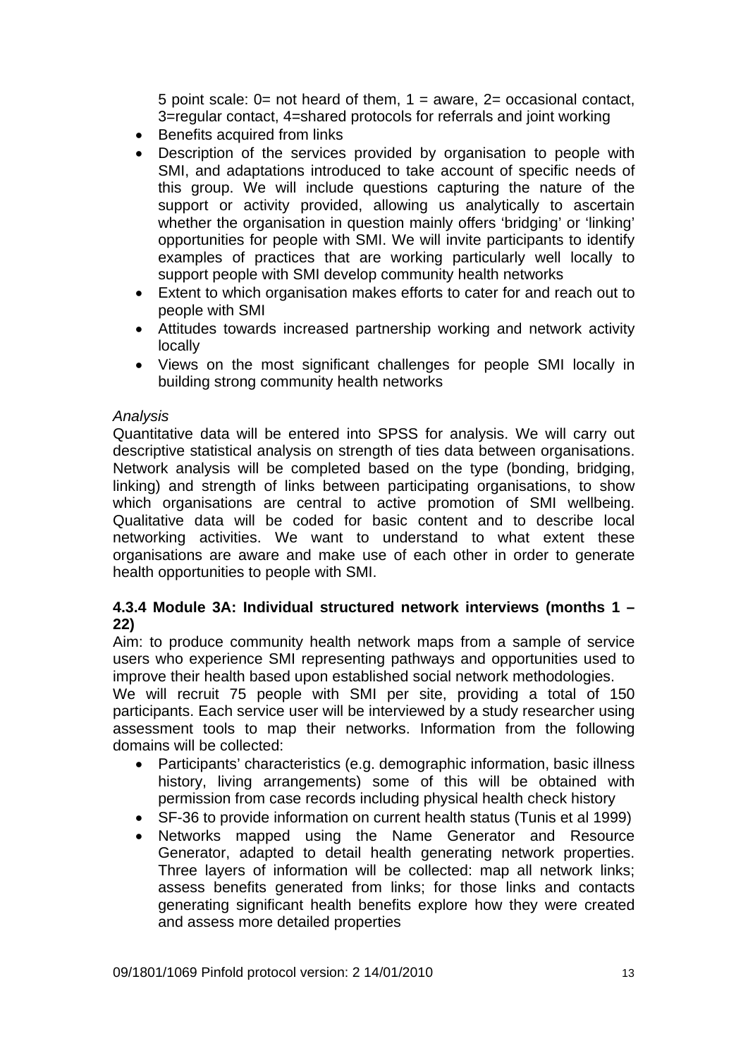5 point scale: 0= not heard of them, 1 = aware, 2= occasional contact, 3=regular contact, 4=shared protocols for referrals and joint working

- Benefits acquired from links
- Description of the services provided by organisation to people with SMI, and adaptations introduced to take account of specific needs of this group. We will include questions capturing the nature of the support or activity provided, allowing us analytically to ascertain whether the organisation in question mainly offers 'bridging' or 'linking' opportunities for people with SMI. We will invite participants to identify examples of practices that are working particularly well locally to support people with SMI develop community health networks
- Extent to which organisation makes efforts to cater for and reach out to people with SMI
- Attitudes towards increased partnership working and network activity locally
- Views on the most significant challenges for people SMI locally in building strong community health networks

*Analysis*

Quantitative data will be entered into SPSS for analysis. We will carry out descriptive statistical analysis on strength of ties data between organisations. Network analysis will be completed based on the type (bonding, bridging, linking) and strength of links between participating organisations, to show which organisations are central to active promotion of SMI wellbeing. Qualitative data will be coded for basic content and to describe local networking activities. We want to understand to what extent these organisations are aware and make use of each other in order to generate health opportunities to people with SMI.

#### 4.3.4 Module 3A: Individual structured network interviews (months 1 – 22)

Aim: to produce community health network maps from a sample of service users who experience SMI representing pathways and opportunities used to improve their health based upon established social network methodologies.

We will recruit 75 people with SMI per site, providing a total of 150 participants. Each service user will be interviewed by a study researcher using assessment tools to map their networks. Information from the following domains will be collected:

- Participants' characteristics (e.g. demographic information, basic illness history, living arrangements) some of this will be obtained with permission from case records including physical health check history
- SF-36 to provide information on current health status (Tunis et al 1999)
- Networks mapped using the Name Generator and Resource Generator, adapted to detail health generating network properties. Three layers of information will be collected: map all network links; assess benefits generated from links; for those links and contacts generating significant health benefits explore how they were created and assess more detailed properties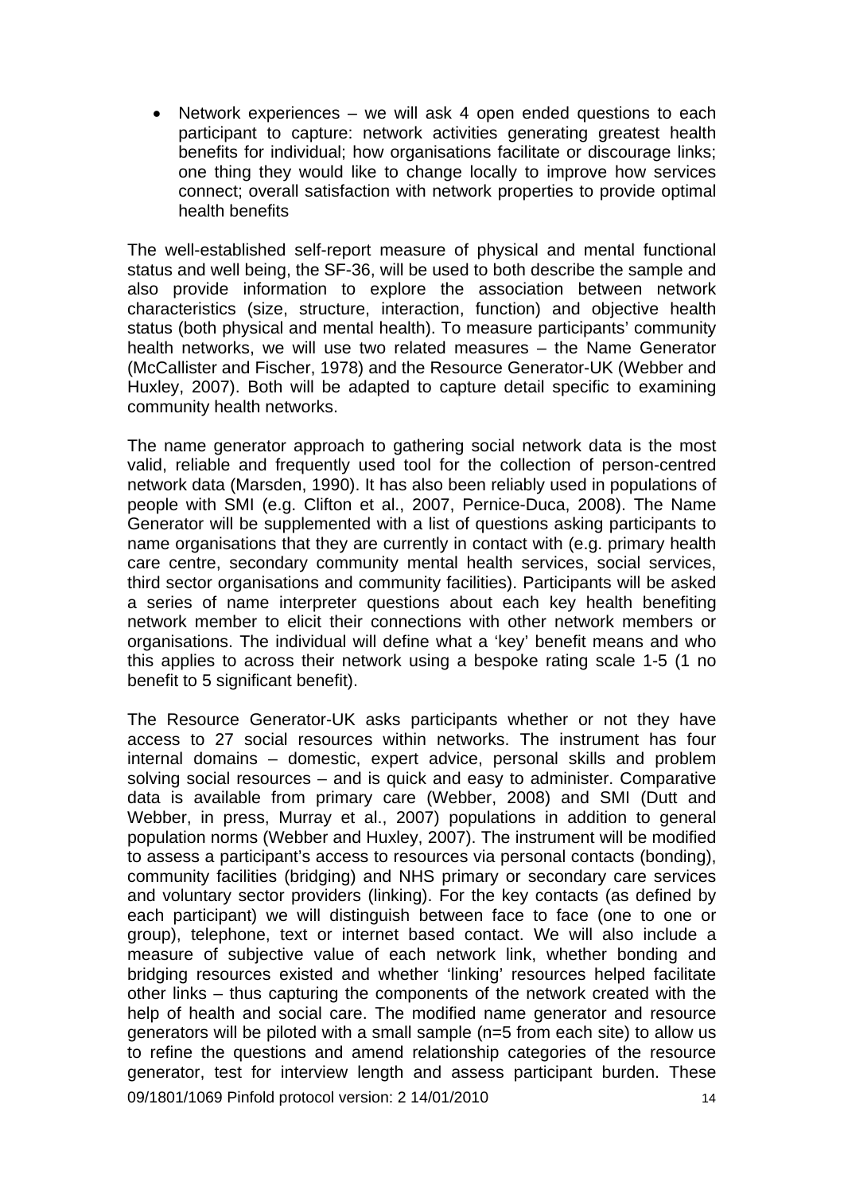- Network experiences – we will ask 4 open ended questions to each participant to capture: network activities generating greatest health benefits for individual; how organisations facilitate or discourage links; one thing they would like to change locally to improve how services connect; overall satisfaction with network properties to provide optimal health benefits

The well-established self-report measure of physical and mental functional status and well being, the SF-36, will be used to both describe the sample and also provide information to explore the association between network characteristics (size, structure, interaction, function) and objective health status (both physical and mental health). To measure participants' community health networks, we will use two related measures – the Name Generator (McCallister and Fischer, 1978) and the Resource Generator-UK (Webber and Huxley, 2007). Both will be adapted to capture detail specific to examining community health networks.

The name generator approach to gathering social network data is the most valid, reliable and frequently used tool for the collection of person-centred network data (Marsden, 1990). It has also been reliably used in populations of people with SMI (e.g. Clifton et al., 2007, Pernice-Duca, 2008). The Name Generator will be supplemented with a list of questions asking participants to name organisations that they are currently in contact with (e.g. primary health care centre, secondary community mental health services, social services, third sector organisations and community facilities). Participants will be asked a series of name interpreter questions about each key health benefiting network member to elicit their connections with other network members or organisations. The individual will define what a 'key' benefit means and who this applies to across their network using a bespoke rating scale 1-5 (1 no benefit to 5 significant benefit).

The Resource Generator-UK asks participants whether or not they have access to 27 social resources within networks. The instrument has four internal domains – domestic, expert advice, personal skills and problem solving social resources – and is quick and easy to administer. Comparative data is available from primary care (Webber, 2008) and SMI (Dutt and Webber, in press, Murray et al., 2007) populations in addition to general population norms (Webber and Huxley, 2007). The instrument will be modified to assess a participant's access to resources via personal contacts (bonding), community facilities (bridging) and NHS primary or secondary care services and voluntary sector providers (linking). For the key contacts (as defined by each participant) we will distinguish between face to face (one to one or group), telephone, text or internet based contact. We will also include a measure of subjective value of each network link, whether bonding and bridging resources existed and whether 'linking' resources helped facilitate other links – thus capturing the components of the network created with the help of health and social care. The modified name generator and resource generators will be piloted with a small sample (n=5 from each site) to allow us to refine the questions and amend relationship categories of the resource generator, test for interview length and assess participant burden. These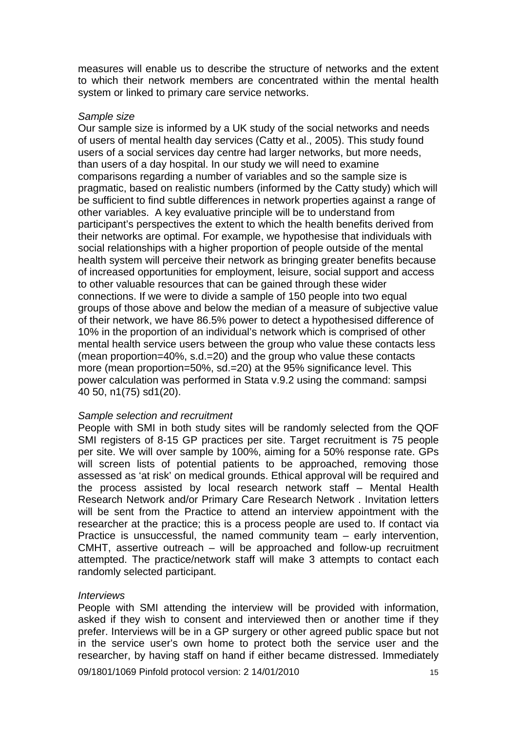measures will enable us to describe the structure of networks and the extent to which their network members are concentrated within the mental health system or linked to primary care service networks.

*Sample size*

Our sample size is informed by a UK study of the social networks and needs of users of mental health day services (Catty et al., 2005). This study found users of a social services day centre had larger networks, but more needs, than users of a day hospital. In our study we will need to examine comparisons regarding a number of variables and so the sample size is pragmatic, based on realistic numbers (informed by the Catty study) which will be sufficient to find subtle differences in network properties against a range of other variables. A key evaluative principle will be to understand from participant's perspectives the extent to which the health benefits derived from their networks are optimal. For example, we hypothesise that individuals with social relationships with a higher proportion of people outside of the mental health system will perceive their network as bringing greater benefits because of increased opportunities for employment, leisure, social support and access to other valuable resources that can be gained through these wider connections. If we were to divide a sample of 150 people into two equal groups of those above and below the median of a measure of subjective value of their network, we have 86.5% power to detect a hypothesised difference of 10% in the proportion of an individual's network which is comprised of other mental health service users between the group who value these contacts less (mean proportion=40%, s.d.=20) and the group who value these contacts more (mean proportion=50%, sd.=20) at the 95% significance level. This power calculation was performed in Stata v.9.2 using the command: sampsi 40 50, n1(75) sd1(20).

*Sample selection and recruitment*

People with SMI in both study sites will be randomly selected from the QOF SMI registers of 8-15 GP practices per site. Target recruitment is 75 people per site. We will over sample by 100%, aiming for a 50% response rate. GPs will screen lists of potential patients to be approached, removing those assessed as 'at risk' on medical grounds. Ethical approval will be required and the process assisted by local research network staff – Mental Health Research Network and/or Primary Care Research Network . Invitation letters will be sent from the Practice to attend an interview appointment with the researcher at the practice; this is a process people are used to. If contact via Practice is unsuccessful, the named community team – early intervention, CMHT, assertive outreach – will be approached and follow-up recruitment attempted. The practice/network staff will make 3 attempts to contact each randomly selected participant.

*Interviews*

People with SMI attending the interview will be provided with information, asked if they wish to consent and interviewed then or another time if they prefer. Interviews will be in a GP surgery or other agreed public space but not in the service user's own home to protect both the service user and the researcher, by having staff on hand if either became distressed. Immediately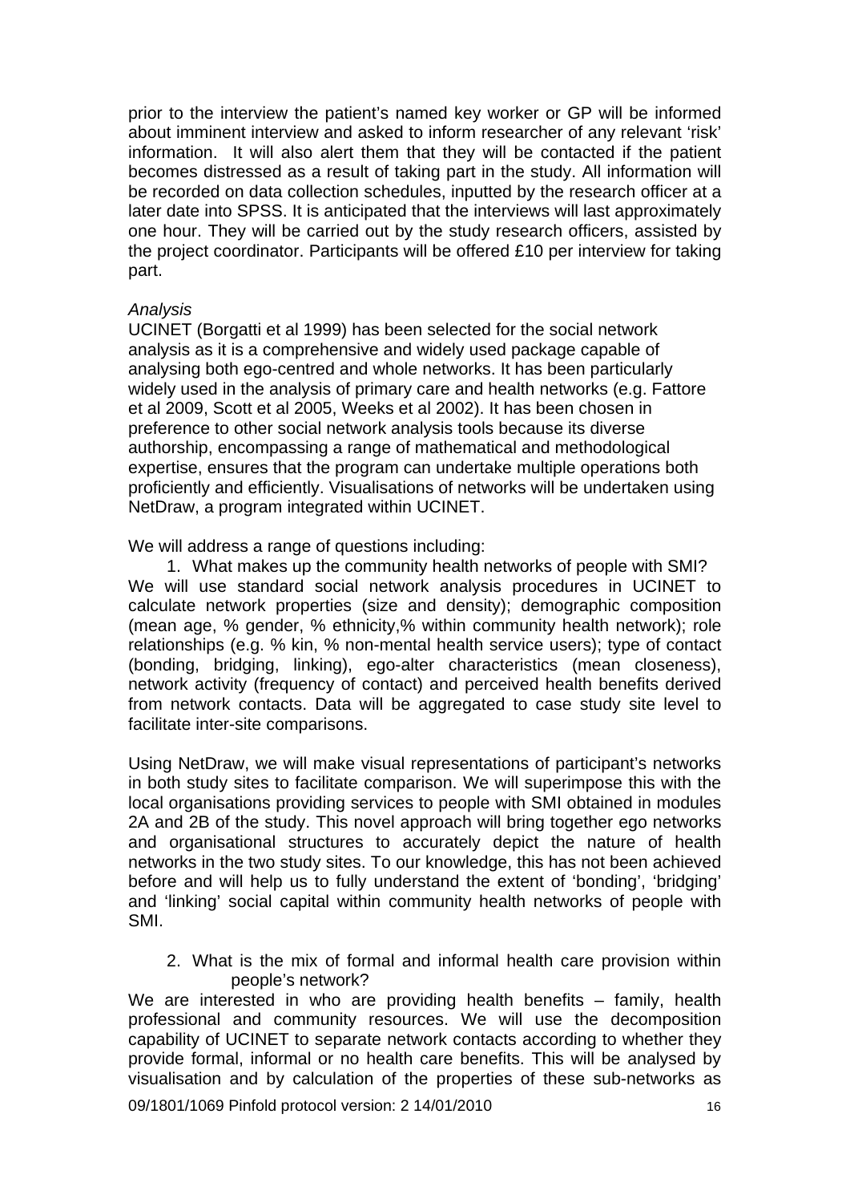prior to the interview the patient's named key worker or GP will be informed about imminent interview and asked to inform researcher of any relevant 'risk' information. It will also alert them that they will be contacted if the patient becomes distressed as a result of taking part in the study. All information will be recorded on data collection schedules, inputted by the research officer at a later date into SPSS. It is anticipated that the interviews will last approximately one hour. They will be carried out by the study research officers, assisted by the project coordinator. Participants will be offered £10 per interview for taking part.

*Analysis*

UCINET (Borgatti et al 1999) has been selected for the social network analysis as it is a comprehensive and widely used package capable of analysing both ego-centred and whole networks. It has been particularly widely used in the analysis of primary care and health networks (e.g. Fattore et al 2009, Scott et al 2005, Weeks et al 2002). It has been chosen in preference to other social network analysis tools because its diverse authorship, encompassing a range of mathematical and methodological expertise, ensures that the program can undertake multiple operations both proficiently and efficiently. Visualisations of networks will be undertaken using NetDraw, a program integrated within UCINET.

We will address a range of questions including:

1. What makes up the community health networks of people with SMI?

We will use standard social network analysis procedures in UCINET to calculate network properties (size and density); demographic composition (mean age, % gender, % ethnicity,% within community health network); role relationships (e.g. % kin, % non-mental health service users); type of contact (bonding, bridging, linking), ego-alter characteristics (mean closeness), network activity (frequency of contact) and perceived health benefits derived from network contacts. Data will be aggregated to case study site level to facilitate inter-site comparisons.

Using NetDraw, we will make visual representations of participant's networks in both study sites to facilitate comparison. We will superimpose this with the local organisations providing services to people with SMI obtained in modules 2A and 2B of the study. This novel approach will bring together ego networks and organisational structures to accurately depict the nature of health networks in the two study sites. To our knowledge, this has not been achieved before and will help us to fully understand the extent of 'bonding', 'bridging' and 'linking' social capital within community health networks of people with SMI.

2. What is the mix of formal and informal health care provision within people's network?

We are interested in who are providing health benefits – family, health professional and community resources. We will use the decomposition capability of UCINET to separate network contacts according to whether they provide formal, informal or no health care benefits. This will be analysed by visualisation and by calculation of the properties of these sub-networks as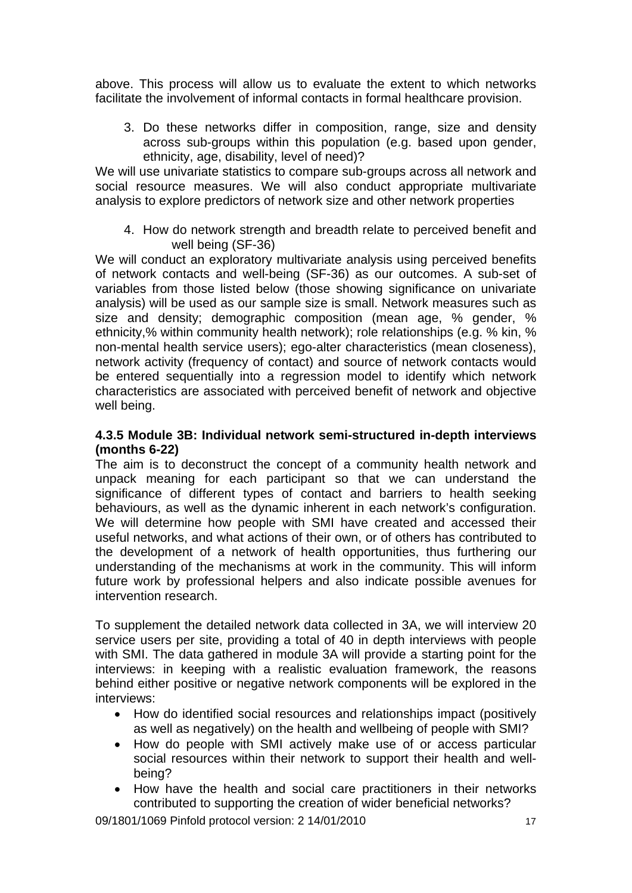above. This process will allow us to evaluate the extent to which networks facilitate the involvement of informal contacts in formal healthcare provision.

3. Do these networks differ in composition, range, size and density across sub-groups within this population (e.g. based upon gender, ethnicity, age, disability, level of need)?

We will use univariate statistics to compare sub-groups across all network and social resource measures. We will also conduct appropriate multivariate analysis to explore predictors of network size and other network properties

4. How do network strength and breadth relate to perceived benefit and well being (SF-36)

We will conduct an exploratory multivariate analysis using perceived benefits of network contacts and well-being (SF-36) as our outcomes. A sub-set of variables from those listed below (those showing significance on univariate analysis) will be used as our sample size is small. Network measures such as size and density; demographic composition (mean age, % gender, % ethnicity,% within community health network); role relationships (e.g. % kin, % non-mental health service users); ego-alter characteristics (mean closeness), network activity (frequency of contact) and source of network contacts would be entered sequentially into a regression model to identify which network characteristics are associated with perceived benefit of network and objective well being.

#### 4.3.5 Module 3B: Individual network semi-structured in-depth interviews (months 6-22)

The aim is to deconstruct the concept of a community health network and unpack meaning for each participant so that we can understand the significance of different types of contact and barriers to health seeking behaviours, as well as the dynamic inherent in each network's configuration. We will determine how people with SMI have created and accessed their useful networks, and what actions of their own, or of others has contributed to the development of a network of health opportunities, thus furthering our understanding of the mechanisms at work in the community. This will inform future work by professional helpers and also indicate possible avenues for intervention research.

To supplement the detailed network data collected in 3A, we will interview 20 service users per site, providing a total of 40 in depth interviews with people with SMI. The data gathered in module 3A will provide a starting point for the interviews: in keeping with a realistic evaluation framework, the reasons behind either positive or negative network components will be explored in the interviews:

- How do identified social resources and relationships impact (positively as well as negatively) on the health and wellbeing of people with SMI?
- How do people with SMI actively make use of or access particular social resources within their network to support their health and well-being?
- How have the health and social care practitioners in their networks contributed to supporting the creation of wider beneficial networks?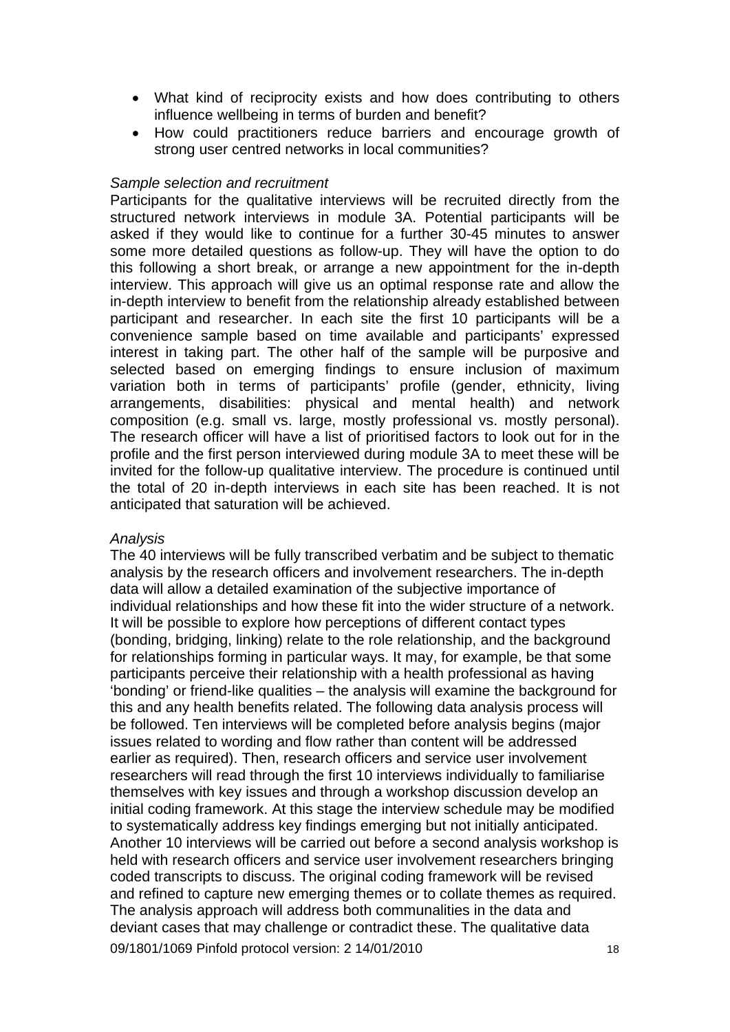- What kind of reciprocity exists and how does contributing to others influence wellbeing in terms of burden and benefit?
- How could practitioners reduce barriers and encourage growth of strong user centred networks in local communities?

*Sample selection and recruitment*

Participants for the qualitative interviews will be recruited directly from the structured network interviews in module 3A. Potential participants will be asked if they would like to continue for a further 30-45 minutes to answer some more detailed questions as follow-up. They will have the option to do this following a short break, or arrange a new appointment for the in-depth interview. This approach will give us an optimal response rate and allow the in-depth interview to benefit from the relationship already established between participant and researcher. In each site the first 10 participants will be a convenience sample based on time available and participants' expressed interest in taking part. The other half of the sample will be purposive and selected based on emerging findings to ensure inclusion of maximum variation both in terms of participants' profile (gender, ethnicity, living arrangements, disabilities: physical and mental health) and network composition (e.g. small vs. large, mostly professional vs. mostly personal). The research officer will have a list of prioritised factors to look out for in the profile and the first person interviewed during module 3A to meet these will be invited for the follow-up qualitative interview. The procedure is continued until the total of 20 in-depth interviews in each site has been reached. It is not anticipated that saturation will be achieved.

*Analysis*

The 40 interviews will be fully transcribed verbatim and be subject to thematic analysis by the research officers and involvement researchers. The in-depth data will allow a detailed examination of the subjective importance of individual relationships and how these fit into the wider structure of a network. It will be possible to explore how perceptions of different contact types (bonding, bridging, linking) relate to the role relationship, and the background for relationships forming in particular ways. It may, for example, be that some participants perceive their relationship with a health professional as having 'bonding' or friend-like qualities – the analysis will examine the background for this and any health benefits related. The following data analysis process will be followed. Ten interviews will be completed before analysis begins (major issues related to wording and flow rather than content will be addressed earlier as required). Then, research officers and service user involvement researchers will read through the first 10 interviews individually to familiarise themselves with key issues and through a workshop discussion develop an initial coding framework. At this stage the interview schedule may be modified to systematically address key findings emerging but not initially anticipated. Another 10 interviews will be carried out before a second analysis workshop is held with research officers and service user involvement researchers bringing coded transcripts to discuss. The original coding framework will be revised and refined to capture new emerging themes or to collate themes as required. The analysis approach will address both communalities in the data and deviant cases that may challenge or contradict these. The qualitative data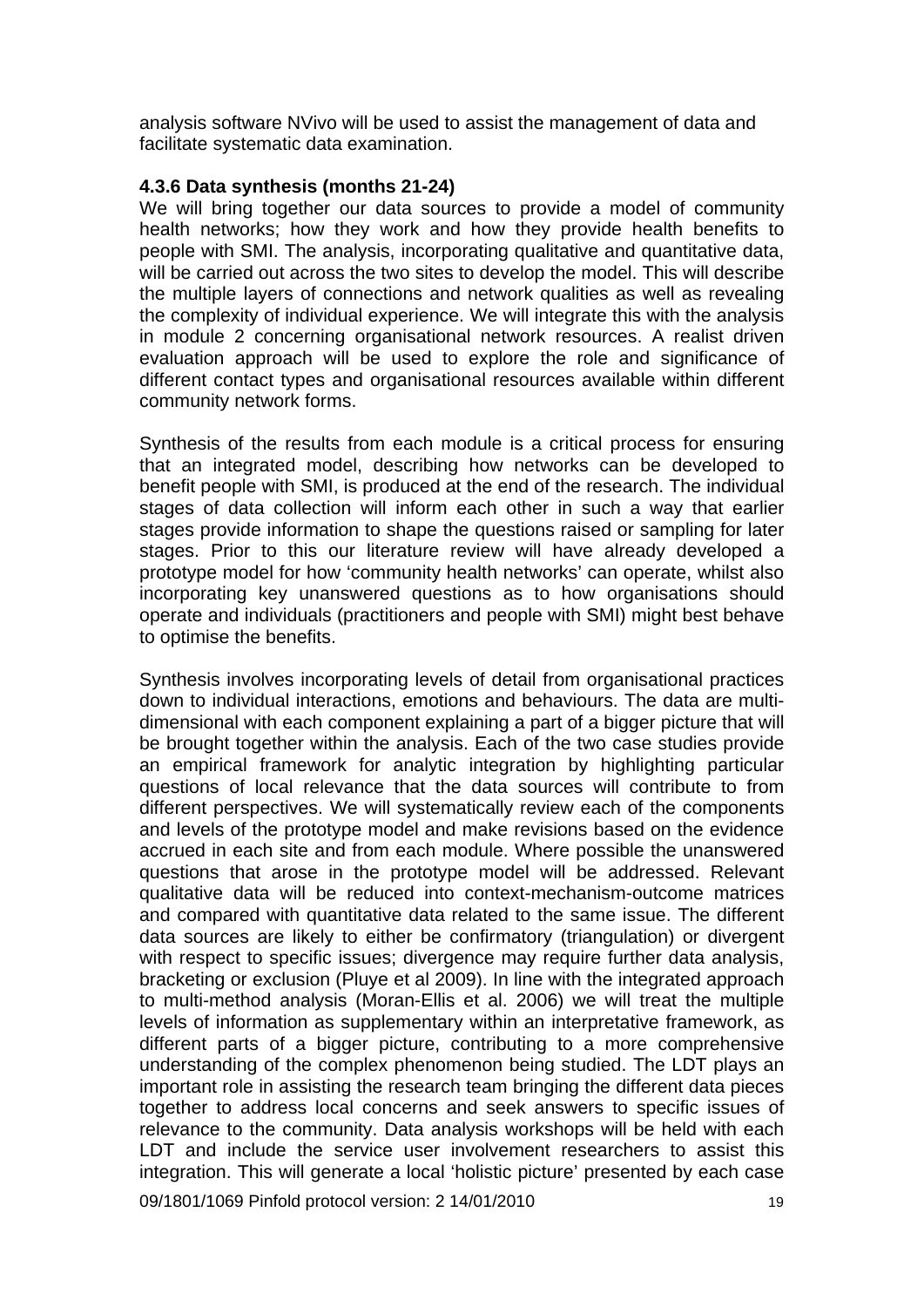analysis software NVivo will be used to assist the management of data and facilitate systematic data examination.

**4.3.6 Data synthesis (months 21-24)**

We will bring together our data sources to provide a model of community health networks; how they work and how they provide health benefits to people with SMI. The analysis, incorporating qualitative and quantitative data, will be carried out across the two sites to develop the model. This will describe the multiple layers of connections and network qualities as well as revealing the complexity of individual experience. We will integrate this with the analysis in module 2 concerning organisational network resources. A realist driven evaluation approach will be used to explore the role and significance of different contact types and organisational resources available within different community network forms.

Synthesis of the results from each module is a critical process for ensuring that an integrated model, describing how networks can be developed to benefit people with SMI, is produced at the end of the research. The individual stages of data collection will inform each other in such a way that earlier stages provide information to shape the questions raised or sampling for later stages. Prior to this our literature review will have already developed a prototype model for how 'community health networks' can operate, whilst also incorporating key unanswered questions as to how organisations should operate and individuals (practitioners and people with SMI) might best behave to optimise the benefits.

Synthesis involves incorporating levels of detail from organisational practices down to individual interactions, emotions and behaviours. The data are multi-dimensional with each component explaining a part of a bigger picture that will be brought together within the analysis. Each of the two case studies provide an empirical framework for analytic integration by highlighting particular questions of local relevance that the data sources will contribute to from different perspectives. We will systematically review each of the components and levels of the prototype model and make revisions based on the evidence accrued in each site and from each module. Where possible the unanswered questions that arose in the prototype model will be addressed. Relevant qualitative data will be reduced into context-mechanism-outcome matrices and compared with quantitative data related to the same issue. The different data sources are likely to either be confirmatory (triangulation) or divergent with respect to specific issues; divergence may require further data analysis, bracketing or exclusion (Pluye et al 2009). In line with the integrated approach to multi-method analysis (Moran-Ellis et al. 2006) we will treat the multiple levels of information as supplementary within an interpretative framework, as different parts of a bigger picture, contributing to a more comprehensive understanding of the complex phenomenon being studied. The LDT plays an important role in assisting the research team bringing the different data pieces together to address local concerns and seek answers to specific issues of relevance to the community. Data analysis workshops will be held with each LDT and include the service user involvement researchers to assist this integration. This will generate a local 'holistic picture' presented by each case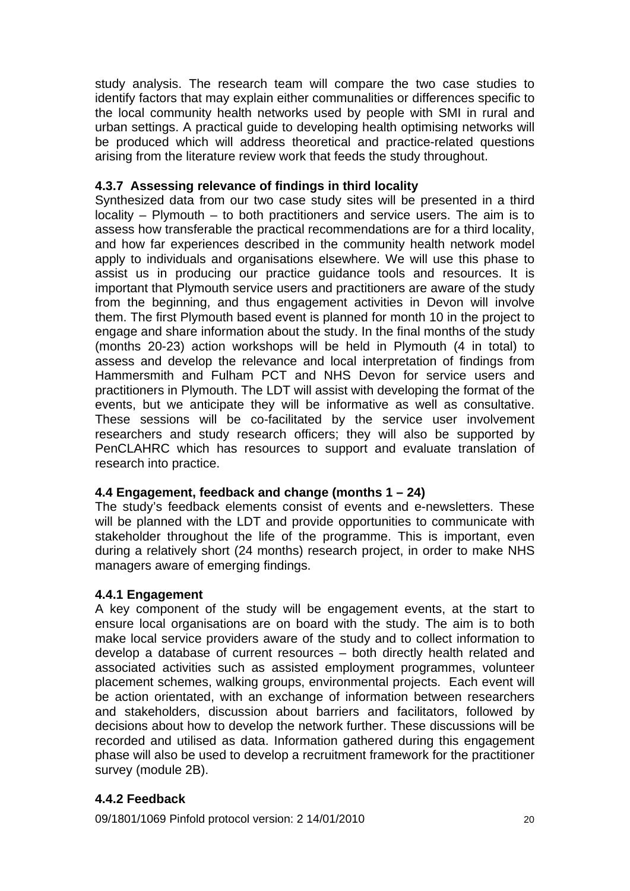study analysis. The research team will compare the two case studies to identify factors that may explain either communalities or differences specific to the local community health networks used by people with SMI in rural and urban settings. A practical guide to developing health optimising networks will be produced which will address theoretical and practice-related questions arising from the literature review work that feeds the study throughout.

### 4.3.7 Assessing relevance of findings in third locality

Synthesized data from our two case study sites will be presented in a third locality – Plymouth – to both practitioners and service users. The aim is to assess how transferable the practical recommendations are for a third locality, and how far experiences described in the community health network model apply to individuals and organisations elsewhere. We will use this phase to assist us in producing our practice guidance tools and resources. It is important that Plymouth service users and practitioners are aware of the study from the beginning, and thus engagement activities in Devon will involve them. The first Plymouth based event is planned for month 10 in the project to engage and share information about the study. In the final months of the study (months 20-23) action workshops will be held in Plymouth (4 in total) to assess and develop the relevance and local interpretation of findings from Hammersmith and Fulham PCT and NHS Devon for service users and practitioners in Plymouth. The LDT will assist with developing the format of the events, but we anticipate they will be informative as well as consultative. These sessions will be co-facilitated by the service user involvement researchers and study research officers; they will also be supported by PenCLAHRC which has resources to support and evaluate translation of research into practice.

### 4.4 Engagement, feedback and change (months 1 – 24)

The study's feedback elements consist of events and e-newsletters. These will be planned with the LDT and provide opportunities to communicate with stakeholder throughout the life of the programme. This is important, even during a relatively short (24 months) research project, in order to make NHS managers aware of emerging findings.

### 4.4.1 Engagement

A key component of the study will be engagement events, at the start to ensure local organisations are on board with the study. The aim is to both make local service providers aware of the study and to collect information to develop a database of current resources – both directly health related and associated activities such as assisted employment programmes, volunteer placement schemes, walking groups, environmental projects. Each event will be action orientated, with an exchange of information between researchers and stakeholders, discussion about barriers and facilitators, followed by decisions about how to develop the network further. These discussions will be recorded and utilised as data. Information gathered during this engagement phase will also be used to develop a recruitment framework for the practitioner survey (module 2B).

### 4.4.2 Feedback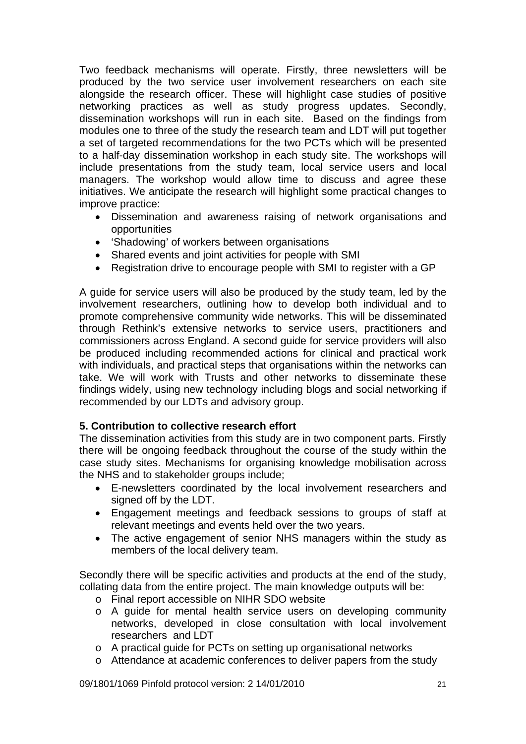Two feedback mechanisms will operate. Firstly, three newsletters will be produced by the two service user involvement researchers on each site alongside the research officer. These will highlight case studies of positive networking practices as well as study progress updates. Secondly, dissemination workshops will run in each site. Based on the findings from modules one to three of the study the research team and LDT will put together a set of targeted recommendations for the two PCTs which will be presented to a half-day dissemination workshop in each study site. The workshops will include presentations from the study team, local service users and local managers. The workshop would allow time to discuss and agree these initiatives. We anticipate the research will highlight some practical changes to improve practice:

- Dissemination and awareness raising of network organisations and opportunities
- 'Shadowing' of workers between organisations
- Shared events and joint activities for people with SMI
- Registration drive to encourage people with SMI to register with a GP

A guide for service users will also be produced by the study team, led by the involvement researchers, outlining how to develop both individual and to promote comprehensive community wide networks. This will be disseminated through Rethink's extensive networks to service users, practitioners and commissioners across England. A second guide for service providers will also be produced including recommended actions for clinical and practical work with individuals, and practical steps that organisations within the networks can take. We will work with Trusts and other networks to disseminate these findings widely, using new technology including blogs and social networking if recommended by our LDTs and advisory group.

**5. Contribution to collective research effort**

The dissemination activities from this study are in two component parts. Firstly there will be ongoing feedback throughout the course of the study within the case study sites. Mechanisms for organising knowledge mobilisation across the NHS and to stakeholder groups include;

- E-newsletters coordinated by the local involvement researchers and signed off by the LDT.
- Engagement meetings and feedback sessions to groups of staff at relevant meetings and events held over the two years.
- The active engagement of senior NHS managers within the study as members of the local delivery team.

Secondly there will be specific activities and products at the end of the study, collating data from the entire project. The main knowledge outputs will be:

- o Final report accessible on NIHR SDO website
- o A guide for mental health service users on developing community networks, developed in close consultation with local involvement researchers and LDT
- o A practical guide for PCTs on setting up organisational networks
- o Attendance at academic conferences to deliver papers from the study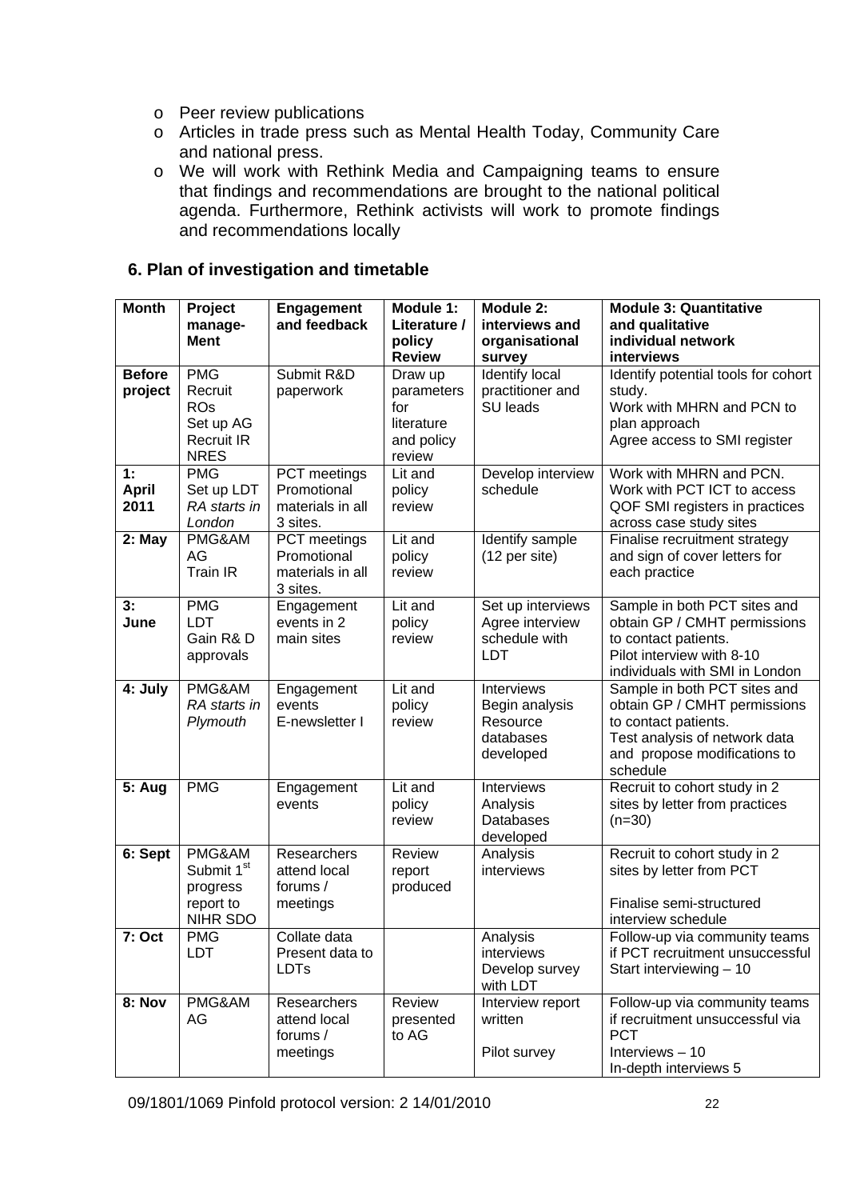- Peer review publications
- Articles in trade press such as Mental Health Today, Community Care and national press.
- We will work with Rethink Media and Campaigning teams to ensure that findings and recommendations are brought to the national political agenda. Furthermore, Rethink activists will work to promote findings and recommendations locally

## 6. Plan of investigation and timetable

| Month | Project manage-Ment | Engagement and feedback | Module 1: Literature / policy Review | Module 2: interviews and organisational survey | Module 3: Quantitative and qualitative individual network interviews |
|---|---|---|---|---|---|
| **Before project** | PMG<br>Recruit ROs<br>Set up AG<br>Recruit IR<br>NRES | Submit R&D paperwork | Draw up parameters for literature and policy review | Identify local practitioner and SU leads | Identify potential tools for cohort study.<br>Work with MHRN and PCN to plan approach<br>Agree access to SMI register |
| **1: April 2011** | PMG<br>Set up LDT<br>*RA starts in London* | PCT meetings<br>Promotional materials in all 3 sites. | Lit and policy review | Develop interview schedule | Work with MHRN and PCN.<br>Work with PCT ICT to access QOF SMI registers in practices across case study sites |
| **2: May** | PMG&AM<br>AG<br>Train IR | PCT meetings<br>Promotional materials in all 3 sites. | Lit and policy review | Identify sample (12 per site) | Finalise recruitment strategy and sign of cover letters for each practice |
| **3: June** | PMG<br>LDT<br>Gain R& D approvals | Engagement events in 2 main sites | Lit and policy review | Set up interviews<br>Agree interview schedule with LDT | Sample in both PCT sites and obtain GP / CMHT permissions to contact patients.<br>Pilot interview with 8-10 individuals with SMI in London |
| **4: July** | PMG&AM<br>*RA starts in Plymouth* | Engagement events<br>E-newsletter I | Lit and policy review | Interviews<br>Begin analysis<br>Resource databases developed | Sample in both PCT sites and obtain GP / CMHT permissions to contact patients.<br>Test analysis of network data and propose modifications to schedule |
| **5: Aug** | PMG | Engagement events | Lit and policy review | Interviews<br>Analysis<br>Databases developed | Recruit to cohort study in 2 sites by letter from practices (n=30) |
| **6: Sept** | PMG&AM<br>Submit 1st progress report to NIHR SDO | Researchers attend local forums / meetings | Review report produced | Analysis interviews | Recruit to cohort study in 2 sites by letter from PCT<br><br>Finalise semi-structured interview schedule |
| **7: Oct** | PMG<br>LDT | Collate data<br>Present data to LDTs | | Analysis interviews<br>Develop survey with LDT | Follow-up via community teams if PCT recruitment unsuccessful<br>Start interviewing – 10 |
| **8: Nov** | PMG&AM<br>AG | Researchers attend local forums / meetings | Review presented to AG | Interview report written<br><br>Pilot survey | Follow-up via community teams if recruitment unsuccessful via PCT<br>Interviews – 10<br>In-depth interviews 5 |

09/1801/1069 Pinfold protocol version: 2 14/01/2010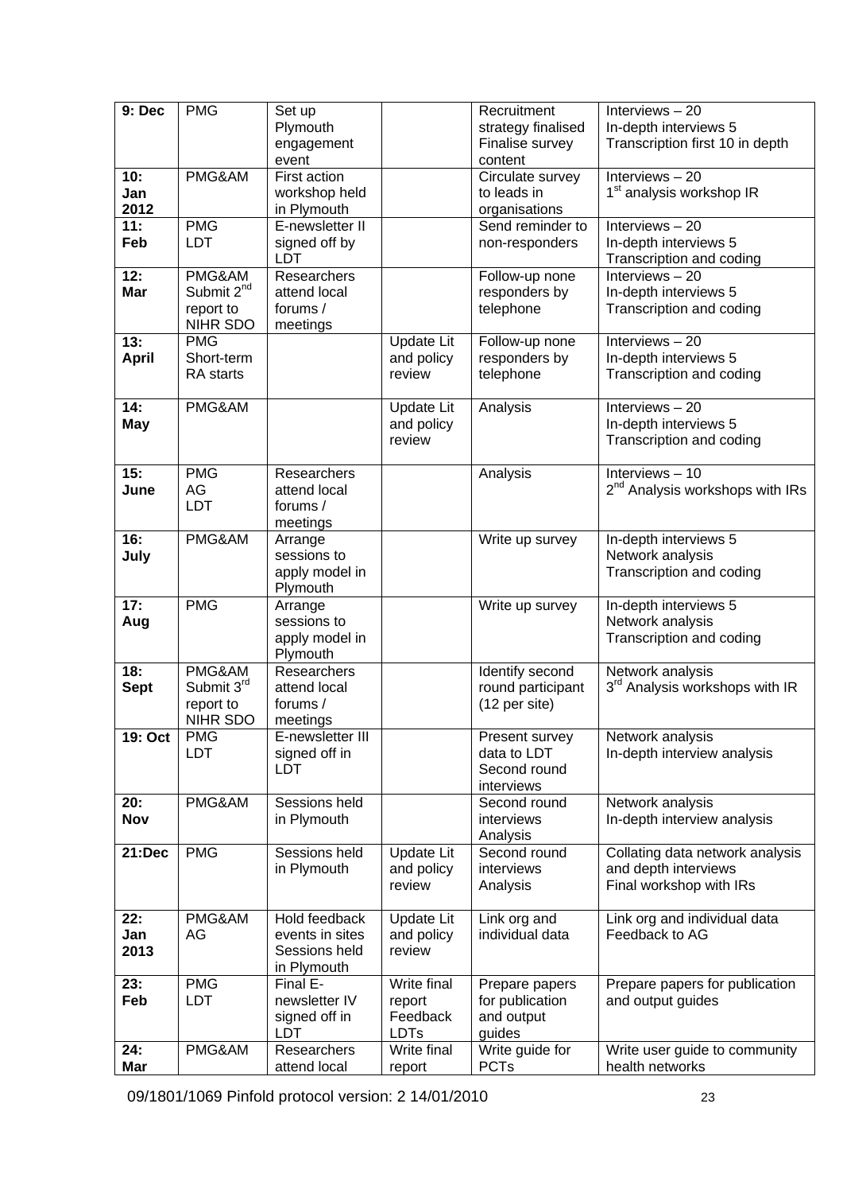| 9: Dec | PMG | Set up Plymouth engagement event | | Recruitment strategy finalised Finalise survey content | Interviews – 20 In-depth interviews 5 Transcription first 10 in depth |
|---|---|---|---|---|---|
| 10: Jan 2012 | PMG&AM | First action workshop held in Plymouth | | Circulate survey to leads in organisations | Interviews – 20 1st analysis workshop IR |
| 11: Feb | PMG LDT | E-newsletter II signed off by LDT | | Send reminder to non-responders | Interviews – 20 In-depth interviews 5 Transcription and coding |
| 12: Mar | PMG&AM Submit 2nd report to NIHR SDO | Researchers attend local forums / meetings | | Follow-up none responders by telephone | Interviews – 20 In-depth interviews 5 Transcription and coding |
| 13: April | PMG Short-term RA starts | | Update Lit and policy review | Follow-up none responders by telephone | Interviews – 20 In-depth interviews 5 Transcription and coding |
| 14: May | PMG&AM | | Update Lit and policy review | Analysis | Interviews – 20 In-depth interviews 5 Transcription and coding |
| 15: June | PMG AG LDT | Researchers attend local forums / meetings | | Analysis | Interviews – 10 2nd Analysis workshops with IRs |
| 16: July | PMG&AM | Arrange sessions to apply model in Plymouth | | Write up survey | In-depth interviews 5 Network analysis Transcription and coding |
| 17: Aug | PMG | Arrange sessions to apply model in Plymouth | | Write up survey | In-depth interviews 5 Network analysis Transcription and coding |
| 18: Sept | PMG&AM Submit 3rd report to NIHR SDO | Researchers attend local forums / meetings | | Identify second round participant (12 per site) | Network analysis 3rd Analysis workshops with IR |
| 19: Oct | PMG LDT | E-newsletter III signed off in LDT | | Present survey data to LDT Second round interviews | Network analysis In-depth interview analysis |
| 20: Nov | PMG&AM | Sessions held in Plymouth | | Second round interviews Analysis | Network analysis In-depth interview analysis |
| 21:Dec | PMG | Sessions held in Plymouth | Update Lit and policy review | Second round interviews Analysis | Collating data network analysis and depth interviews Final workshop with IRs |
| 22: Jan 2013 | PMG&AM AG | Hold feedback events in sites Sessions held in Plymouth | Update Lit and policy review | Link org and individual data | Link org and individual data Feedback to AG |
| 23: Feb | PMG LDT | Final E-newsletter IV signed off in LDT | Write final report Feedback LDTs | Prepare papers for publication and output guides | Prepare papers for publication and output guides |
| 24: Mar | PMG&AM | Researchers attend local | Write final report | Write guide for PCTs | Write user guide to community health networks |

09/1801/1069 Pinfold protocol version: 2 14/01/2010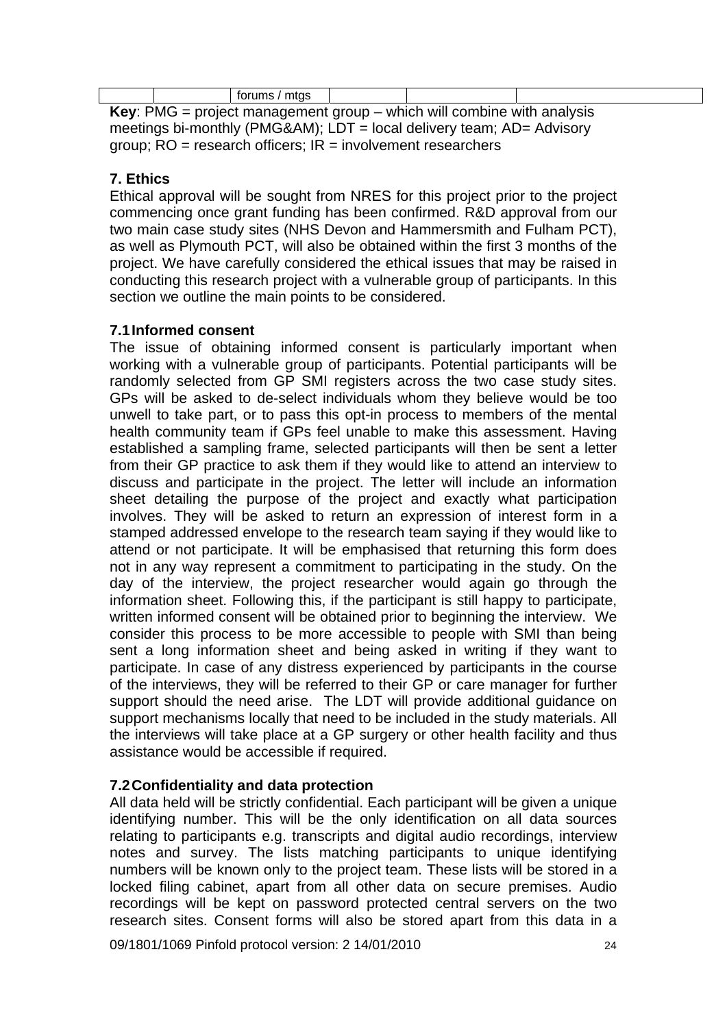|  |  | forums / mtgs |  |  |  |
|---|---|---|---|---|---|

**Key**: PMG = project management group – which will combine with analysis meetings bi-monthly (PMG&AM); LDT = local delivery team; AD= Advisory group; RO = research officers; IR = involvement researchers

## 7. Ethics

Ethical approval will be sought from NRES for this project prior to the project commencing once grant funding has been confirmed. R&D approval from our two main case study sites (NHS Devon and Hammersmith and Fulham PCT), as well as Plymouth PCT, will also be obtained within the first 3 months of the project. We have carefully considered the ethical issues that may be raised in conducting this research project with a vulnerable group of participants. In this section we outline the main points to be considered.

### 7.1 Informed consent

The issue of obtaining informed consent is particularly important when working with a vulnerable group of participants. Potential participants will be randomly selected from GP SMI registers across the two case study sites. GPs will be asked to de-select individuals whom they believe would be too unwell to take part, or to pass this opt-in process to members of the mental health community team if GPs feel unable to make this assessment. Having established a sampling frame, selected participants will then be sent a letter from their GP practice to ask them if they would like to attend an interview to discuss and participate in the project. The letter will include an information sheet detailing the purpose of the project and exactly what participation involves. They will be asked to return an expression of interest form in a stamped addressed envelope to the research team saying if they would like to attend or not participate. It will be emphasised that returning this form does not in any way represent a commitment to participating in the study. On the day of the interview, the project researcher would again go through the information sheet. Following this, if the participant is still happy to participate, written informed consent will be obtained prior to beginning the interview. We consider this process to be more accessible to people with SMI than being sent a long information sheet and being asked in writing if they want to participate. In case of any distress experienced by participants in the course of the interviews, they will be referred to their GP or care manager for further support should the need arise. The LDT will provide additional guidance on support mechanisms locally that need to be included in the study materials. All the interviews will take place at a GP surgery or other health facility and thus assistance would be accessible if required.

### 7.2 Confidentiality and data protection

All data held will be strictly confidential. Each participant will be given a unique identifying number. This will be the only identification on all data sources relating to participants e.g. transcripts and digital audio recordings, interview notes and survey. The lists matching participants to unique identifying numbers will be known only to the project team. These lists will be stored in a locked filing cabinet, apart from all other data on secure premises. Audio recordings will be kept on password protected central servers on the two research sites. Consent forms will also be stored apart from this data in a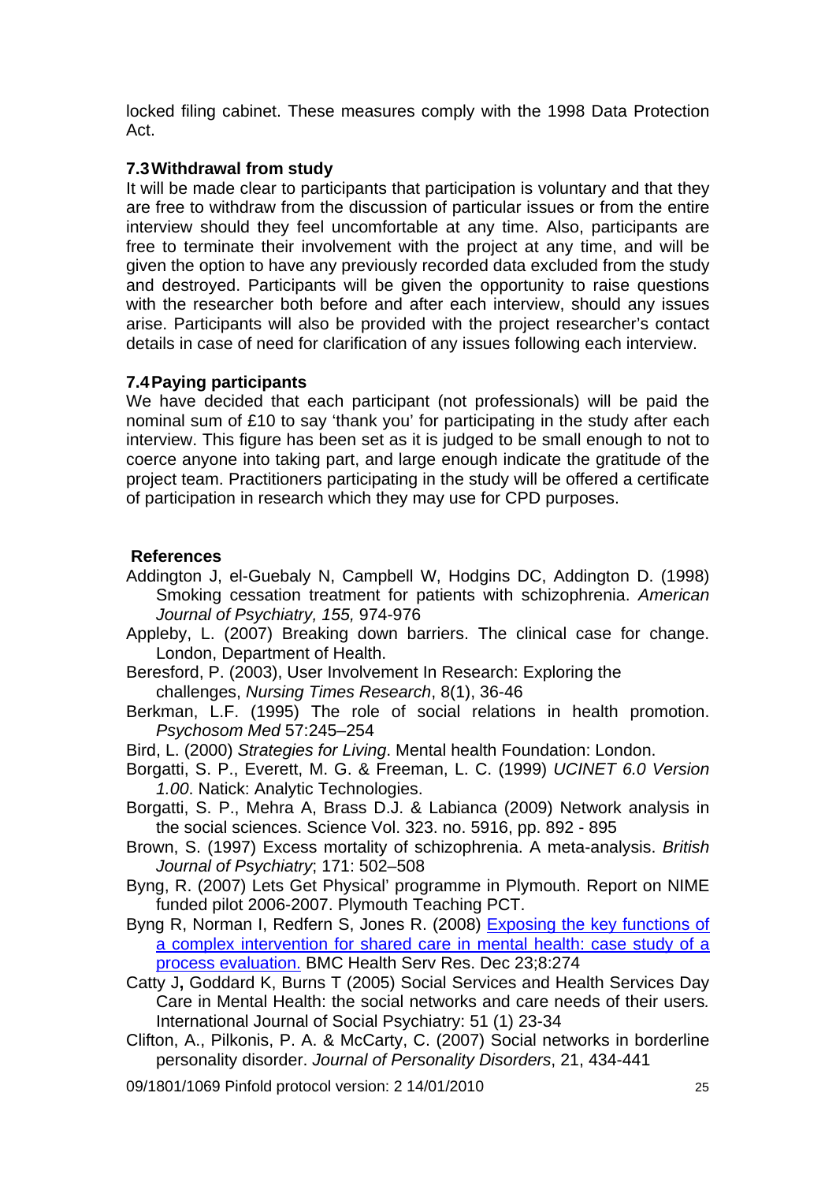locked filing cabinet. These measures comply with the 1998 Data Protection Act.

### 7.3 Withdrawal from study

It will be made clear to participants that participation is voluntary and that they are free to withdraw from the discussion of particular issues or from the entire interview should they feel uncomfortable at any time. Also, participants are free to terminate their involvement with the project at any time, and will be given the option to have any previously recorded data excluded from the study and destroyed. Participants will be given the opportunity to raise questions with the researcher both before and after each interview, should any issues arise. Participants will also be provided with the project researcher's contact details in case of need for clarification of any issues following each interview.

### 7.4 Paying participants

We have decided that each participant (not professionals) will be paid the nominal sum of £10 to say 'thank you' for participating in the study after each interview. This figure has been set as it is judged to be small enough to not to coerce anyone into taking part, and large enough indicate the gratitude of the project team. Practitioners participating in the study will be offered a certificate of participation in research which they may use for CPD purposes.

## References

Addington J, el-Guebaly N, Campbell W, Hodgins DC, Addington D. (1998) Smoking cessation treatment for patients with schizophrenia. *American Journal of Psychiatry, 155,* 974-976

Appleby, L. (2007) Breaking down barriers. The clinical case for change. London, Department of Health.

Beresford, P. (2003), User Involvement In Research: Exploring the challenges, *Nursing Times Research*, 8(1), 36-46

Berkman, L.F. (1995) The role of social relations in health promotion. *Psychosom Med* 57:245–254

Bird, L. (2000) *Strategies for Living*. Mental health Foundation: London.

Borgatti, S. P., Everett, M. G. & Freeman, L. C. (1999) *UCINET 6.0 Version 1.00*. Natick: Analytic Technologies.

Borgatti, S. P., Mehra A, Brass D.J. & Labianca (2009) Network analysis in the social sciences. Science Vol. 323. no. 5916, pp. 892 - 895

Brown, S. (1997) Excess mortality of schizophrenia. A meta-analysis. *British Journal of Psychiatry*; 171: 502–508

Byng, R. (2007) Lets Get Physical' programme in Plymouth. Report on NIME funded pilot 2006-2007. Plymouth Teaching PCT.

Byng R, Norman I, Redfern S, Jones R. (2008) Exposing the key functions of a complex intervention for shared care in mental health: case study of a process evaluation. BMC Health Serv Res. Dec 23;8:274

Catty J**,** Goddard K, Burns T (2005) Social Services and Health Services Day Care in Mental Health: the social networks and care needs of their users*.* International Journal of Social Psychiatry: 51 (1) 23-34

Clifton, A., Pilkonis, P. A. & McCarty, C. (2007) Social networks in borderline personality disorder. *Journal of Personality Disorders*, 21, 434-441

09/1801/1069 Pinfold protocol version: 2 14/01/2010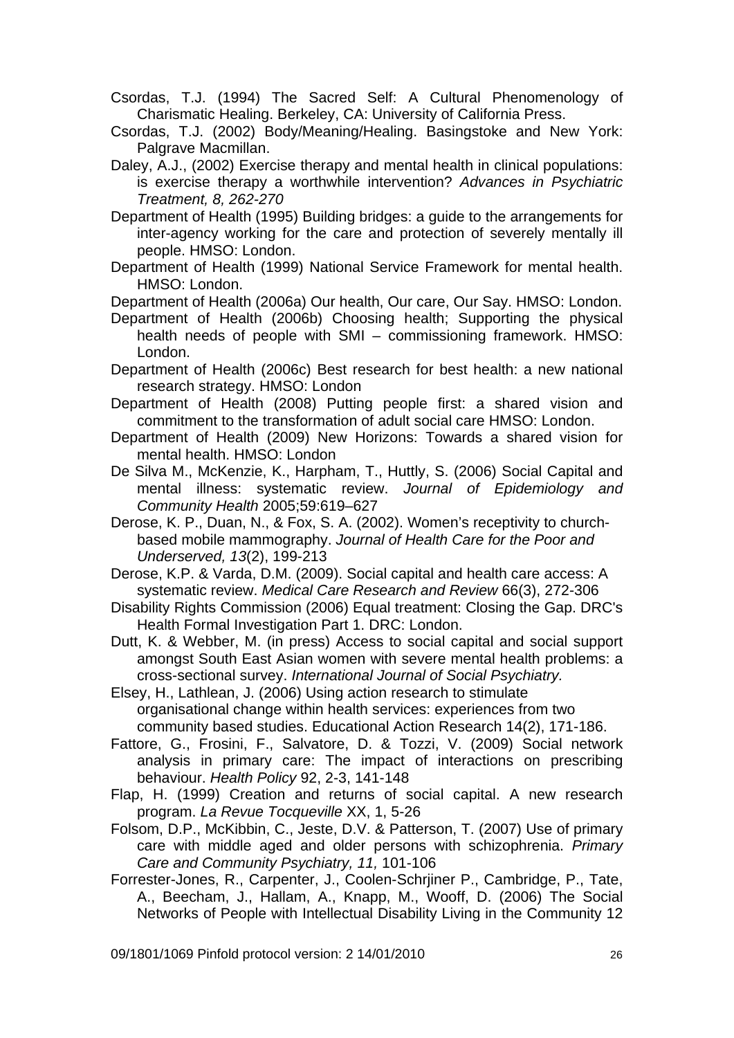Csordas, T.J. (1994) The Sacred Self: A Cultural Phenomenology of Charismatic Healing. Berkeley, CA: University of California Press.

Csordas, T.J. (2002) Body/Meaning/Healing. Basingstoke and New York: Palgrave Macmillan.

Daley, A.J., (2002) Exercise therapy and mental health in clinical populations: is exercise therapy a worthwhile intervention? *Advances in Psychiatric Treatment, 8, 262-270*

Department of Health (1995) Building bridges: a guide to the arrangements for inter-agency working for the care and protection of severely mentally ill people. HMSO: London.

Department of Health (1999) National Service Framework for mental health. HMSO: London.

Department of Health (2006a) Our health, Our care, Our Say. HMSO: London.

Department of Health (2006b) Choosing health; Supporting the physical health needs of people with SMI – commissioning framework. HMSO: London.

Department of Health (2006c) Best research for best health: a new national research strategy. HMSO: London

Department of Health (2008) Putting people first: a shared vision and commitment to the transformation of adult social care HMSO: London.

Department of Health (2009) New Horizons: Towards a shared vision for mental health. HMSO: London

De Silva M., McKenzie, K., Harpham, T., Huttly, S. (2006) Social Capital and mental illness: systematic review. *Journal of Epidemiology and Community Health* 2005;59:619–627

Derose, K. P., Duan, N., & Fox, S. A. (2002). Women's receptivity to church-based mobile mammography. *Journal of Health Care for the Poor and Underserved, 13*(2), 199-213

Derose, K.P. & Varda, D.M. (2009). Social capital and health care access: A systematic review. *Medical Care Research and Review* 66(3), 272-306

Disability Rights Commission (2006) Equal treatment: Closing the Gap. DRC's Health Formal Investigation Part 1. DRC: London.

Dutt, K. & Webber, M. (in press) Access to social capital and social support amongst South East Asian women with severe mental health problems: a cross-sectional survey. *International Journal of Social Psychiatry.*

Elsey, H., Lathlean, J. (2006) Using action research to stimulate organisational change within health services: experiences from two community based studies. Educational Action Research 14(2), 171-186.

Fattore, G., Frosini, F., Salvatore, D. & Tozzi, V. (2009) Social network analysis in primary care: The impact of interactions on prescribing behaviour. *Health Policy* 92, 2-3, 141-148

Flap, H. (1999) Creation and returns of social capital. A new research program. *La Revue Tocqueville* XX, 1, 5-26

Folsom, D.P., McKibbin, C., Jeste, D.V. & Patterson, T. (2007) Use of primary care with middle aged and older persons with schizophrenia. *Primary Care and Community Psychiatry, 11,* 101-106

Forrester-Jones, R., Carpenter, J., Coolen-Schrjiner P., Cambridge, P., Tate, A., Beecham, J., Hallam, A., Knapp, M., Wooff, D. (2006) The Social Networks of People with Intellectual Disability Living in the Community 12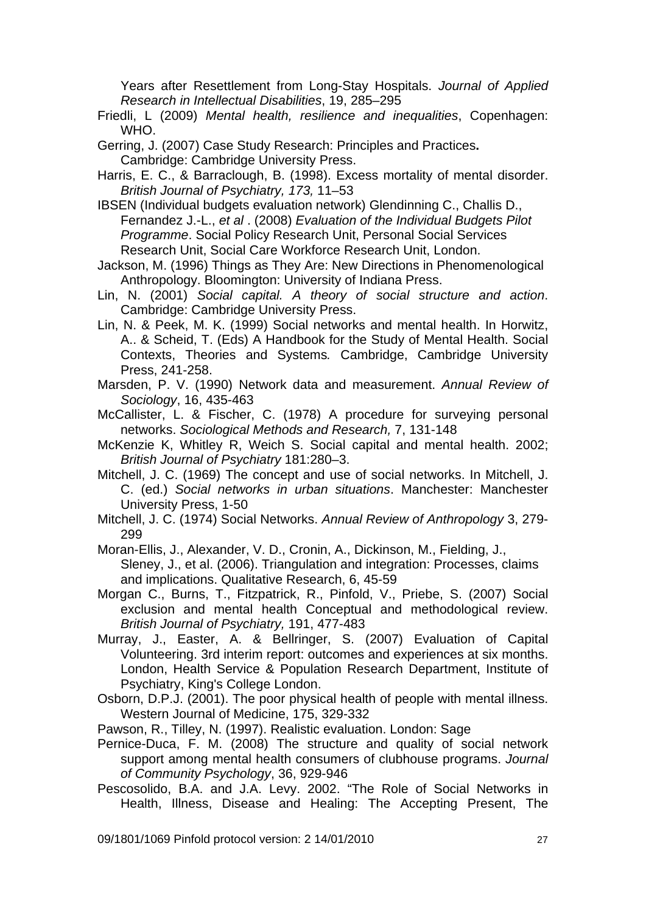Years after Resettlement from Long-Stay Hospitals. *Journal of Applied Research in Intellectual Disabilities*, 19, 285–295

Friedli, L (2009) *Mental health, resilience and inequalities*, Copenhagen: WHO.

Gerring, J. (2007) Case Study Research: Principles and Practices**.** Cambridge: Cambridge University Press.

Harris, E. C., & Barraclough, B. (1998). Excess mortality of mental disorder. *British Journal of Psychiatry, 173,* 11–53

IBSEN (Individual budgets evaluation network) Glendinning C., Challis D., Fernandez J.-L., *et al* . (2008) *Evaluation of the Individual Budgets Pilot Programme*. Social Policy Research Unit, Personal Social Services Research Unit, Social Care Workforce Research Unit, London.

Jackson, M. (1996) Things as They Are: New Directions in Phenomenological Anthropology. Bloomington: University of Indiana Press.

Lin, N. (2001) *Social capital. A theory of social structure and action*. Cambridge: Cambridge University Press.

Lin, N. & Peek, M. K. (1999) Social networks and mental health. In Horwitz, A.. & Scheid, T. (Eds) A Handbook for the Study of Mental Health. Social Contexts, Theories and Systems*.* Cambridge, Cambridge University Press, 241-258.

Marsden, P. V. (1990) Network data and measurement. *Annual Review of Sociology*, 16, 435-463

McCallister, L. & Fischer, C. (1978) A procedure for surveying personal networks. *Sociological Methods and Research,* 7, 131-148

McKenzie K, Whitley R, Weich S. Social capital and mental health. 2002; *British Journal of Psychiatry* 181:280–3.

Mitchell, J. C. (1969) The concept and use of social networks. In Mitchell, J. C. (ed.) *Social networks in urban situations*. Manchester: Manchester University Press, 1-50

Mitchell, J. C. (1974) Social Networks. *Annual Review of Anthropology* 3, 279-299

Moran-Ellis, J., Alexander, V. D., Cronin, A., Dickinson, M., Fielding, J., Sleney, J., et al. (2006). Triangulation and integration: Processes, claims and implications. Qualitative Research, 6, 45-59

Morgan C., Burns, T., Fitzpatrick, R., Pinfold, V., Priebe, S. (2007) Social exclusion and mental health Conceptual and methodological review. *British Journal of Psychiatry,* 191, 477-483

Murray, J., Easter, A. & Bellringer, S. (2007) Evaluation of Capital Volunteering. 3rd interim report: outcomes and experiences at six months. London, Health Service & Population Research Department, Institute of Psychiatry, King's College London.

Osborn, D.P.J. (2001). The poor physical health of people with mental illness. Western Journal of Medicine, 175, 329-332

Pawson, R., Tilley, N. (1997). Realistic evaluation. London: Sage

Pernice-Duca, F. M. (2008) The structure and quality of social network support among mental health consumers of clubhouse programs. *Journal of Community Psychology*, 36, 929-946

Pescosolido, B.A. and J.A. Levy. 2002. "The Role of Social Networks in Health, Illness, Disease and Healing: The Accepting Present, The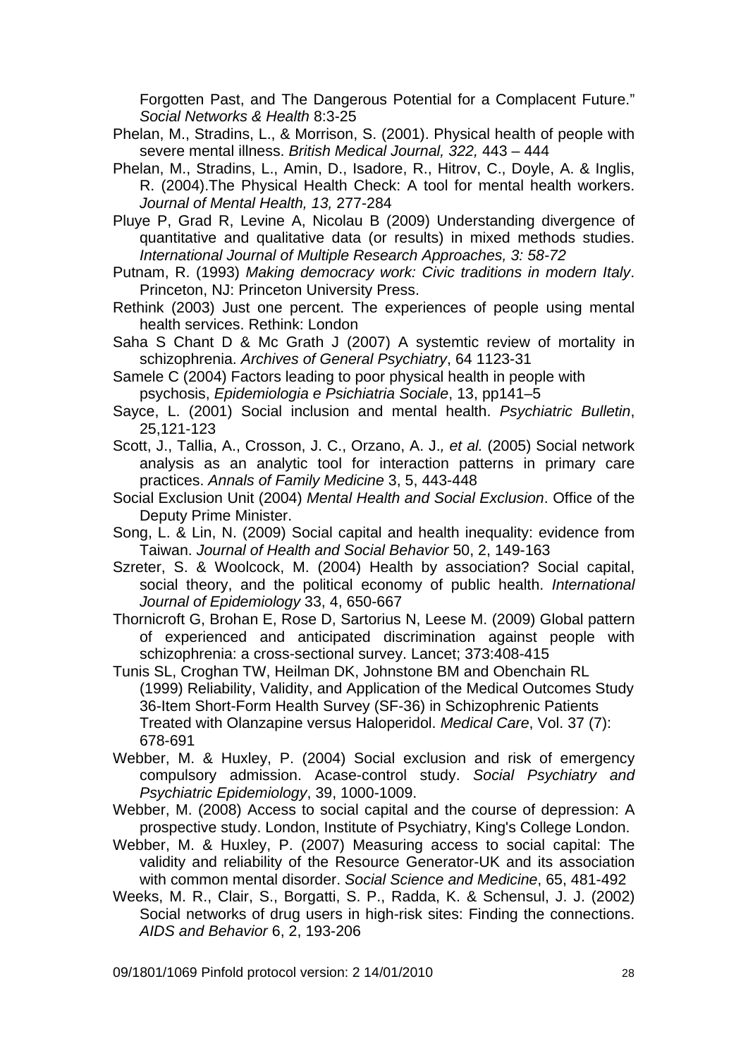Forgotten Past, and The Dangerous Potential for a Complacent Future." *Social Networks & Health* 8:3-25

Phelan, M., Stradins, L., & Morrison, S. (2001). Physical health of people with severe mental illness. *British Medical Journal, 322,* 443 – 444

Phelan, M., Stradins, L., Amin, D., Isadore, R., Hitrov, C., Doyle, A. & Inglis, R. (2004).The Physical Health Check: A tool for mental health workers. *Journal of Mental Health, 13,* 277-284

Pluye P, Grad R, Levine A, Nicolau B (2009) Understanding divergence of quantitative and qualitative data (or results) in mixed methods studies. *International Journal of Multiple Research Approaches, 3: 58-72*

Putnam, R. (1993) *Making democracy work: Civic traditions in modern Italy*. Princeton, NJ: Princeton University Press.

Rethink (2003) Just one percent. The experiences of people using mental health services. Rethink: London

Saha S Chant D & Mc Grath J (2007) A systemtic review of mortality in schizophrenia. *Archives of General Psychiatry*, 64 1123-31

Samele C (2004) Factors leading to poor physical health in people with psychosis, *Epidemiologia e Psichiatria Sociale*, 13, pp141–5

Sayce, L. (2001) Social inclusion and mental health. *Psychiatric Bulletin*, 25,121-123

Scott, J., Tallia, A., Crosson, J. C., Orzano, A. J.*, et al.* (2005) Social network analysis as an analytic tool for interaction patterns in primary care practices. *Annals of Family Medicine* 3, 5, 443-448

Social Exclusion Unit (2004) *Mental Health and Social Exclusion*. Office of the Deputy Prime Minister.

Song, L. & Lin, N. (2009) Social capital and health inequality: evidence from Taiwan. *Journal of Health and Social Behavior* 50, 2, 149-163

Szreter, S. & Woolcock, M. (2004) Health by association? Social capital, social theory, and the political economy of public health. *International Journal of Epidemiology* 33, 4, 650-667

Thornicroft G, Brohan E, Rose D, Sartorius N, Leese M. (2009) Global pattern of experienced and anticipated discrimination against people with schizophrenia: a cross-sectional survey. Lancet; 373:408-415

Tunis SL, Croghan TW, Heilman DK, Johnstone BM and Obenchain RL (1999) Reliability, Validity, and Application of the Medical Outcomes Study 36-Item Short-Form Health Survey (SF-36) in Schizophrenic Patients Treated with Olanzapine versus Haloperidol. *Medical Care*, Vol. 37 (7): 678-691

Webber, M. & Huxley, P. (2004) Social exclusion and risk of emergency compulsory admission. Acase-control study. *Social Psychiatry and Psychiatric Epidemiology*, 39, 1000-1009.

Webber, M. (2008) Access to social capital and the course of depression: A prospective study. London, Institute of Psychiatry, King's College London.

Webber, M. & Huxley, P. (2007) Measuring access to social capital: The validity and reliability of the Resource Generator-UK and its association with common mental disorder. *Social Science and Medicine*, 65, 481-492

Weeks, M. R., Clair, S., Borgatti, S. P., Radda, K. & Schensul, J. J. (2002) Social networks of drug users in high-risk sites: Finding the connections. *AIDS and Behavior* 6, 2, 193-206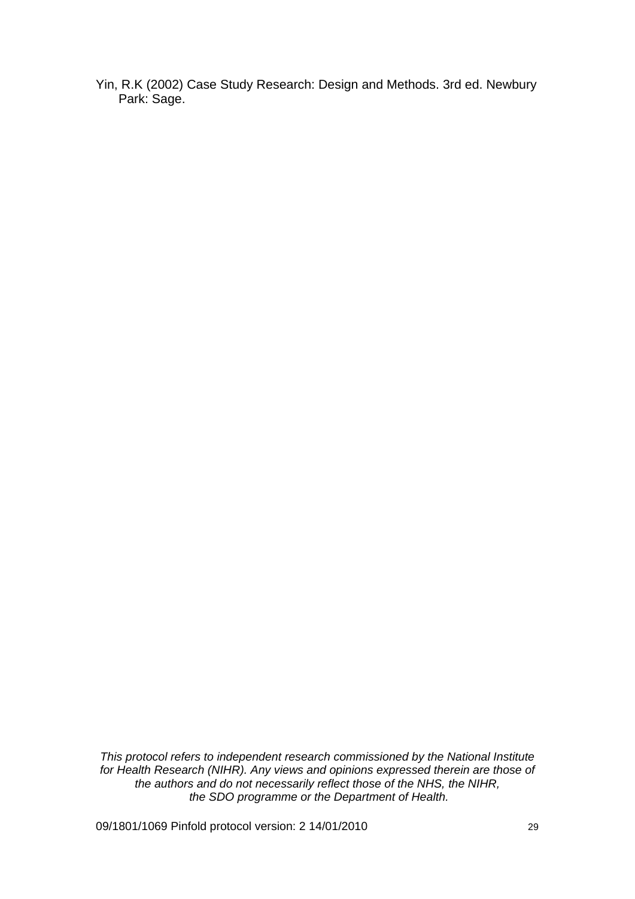Yin, R.K (2002) Case Study Research: Design and Methods. 3rd ed. Newbury Park: Sage.